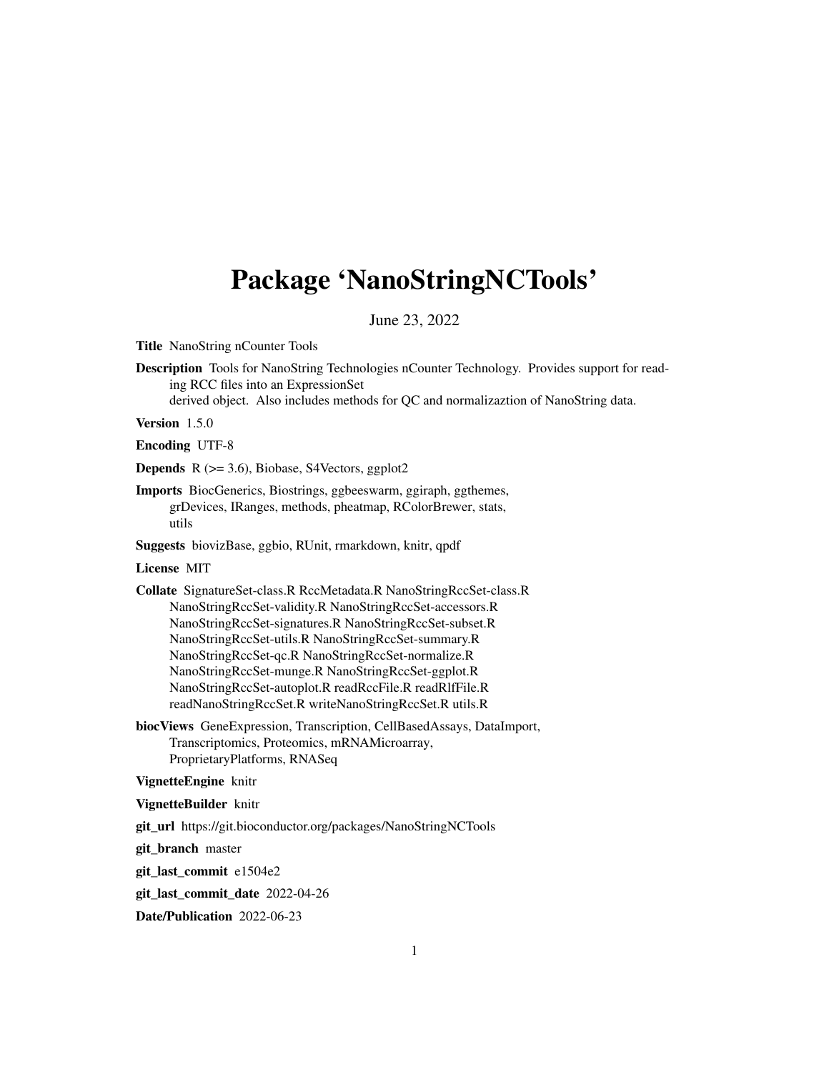# Package 'NanoStringNCTools'

June 23, 2022

**Title** NanoString nCounter Tools

**Description** Tools for NanoString Technologies nCounter Technology. Provides support for reading RCC files into an ExpressionSet derived object. Also includes methods for QC and normalizaztion of NanoString data.

**Version** 1.5.0

**Encoding** UTF-8

**Depends** R (>= 3.6), Biobase, S4Vectors, ggplot2

**Imports** BiocGenerics, Biostrings, ggbeeswarm, ggiraph, ggthemes, grDevices, IRanges, methods, pheatmap, RColorBrewer, stats, utils

**Suggests** biovizBase, ggbio, RUnit, rmarkdown, knitr, qpdf

**License** MIT

**Collate** SignatureSet-class.R RccMetadata.R NanoStringRccSet-class.R NanoStringRccSet-validity.R NanoStringRccSet-accessors.R NanoStringRccSet-signatures.R NanoStringRccSet-subset.R NanoStringRccSet-utils.R NanoStringRccSet-summary.R NanoStringRccSet-qc.R NanoStringRccSet-normalize.R NanoStringRccSet-munge.R NanoStringRccSet-ggplot.R NanoStringRccSet-autoplot.R readRccFile.R readRlfFile.R readNanoStringRccSet.R writeNanoStringRccSet.R utils.R

**biocViews** GeneExpression, Transcription, CellBasedAssays, DataImport, Transcriptomics, Proteomics, mRNAMicroarray, ProprietaryPlatforms, RNASeq

**VignetteEngine** knitr

**VignetteBuilder** knitr

**git_url** https://git.bioconductor.org/packages/NanoStringNCTools

**git_branch** master

**git_last_commit** e1504e2

**git_last_commit_date** 2022-04-26

**Date/Publication** 2022-06-23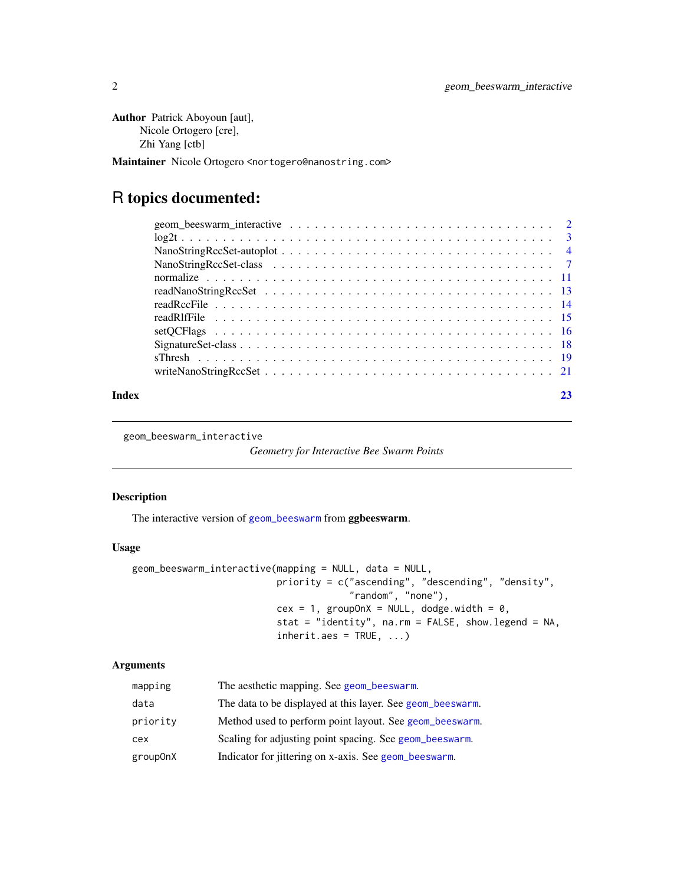**Author** Patrick Aboyoun [aut],
Nicole Ortogero [cre],
Zhi Yang [ctb]

**Maintainer** Nicole Ortogero <nortogero@nanostring.com>

# R topics documented:

| | |
|---|---|
| geom_beeswarm_interactive | 2 |
| log2t | 3 |
| NanoStringRccSet-autoplot | 4 |
| NanoStringRccSet-class | 7 |
| normalize | 11 |
| readNanoStringRccSet | 13 |
| readRccFile | 14 |
| readRlfFile | 15 |
| setQCFlags | 16 |
| SignatureSet-class | 18 |
| sThresh | 19 |
| writeNanoStringRccSet | 21 |

**Index** 23

---

`geom_beeswarm_interactive` *Geometry for Interactive Bee Swarm Points*

---

### Description

The interactive version of `geom_beeswarm` from **ggbeeswarm**.

### Usage

```
geom_beeswarm_interactive(mapping = NULL, data = NULL,
                          priority = c("ascending", "descending", "density",
                                       "random", "none"),
                          cex = 1, groupOnX = NULL, dodge.width = 0,
                          stat = "identity", na.rm = FALSE, show.legend = NA,
                          inherit.aes = TRUE, ...)
```

### Arguments

| | |
|---|---|
| `mapping` | The aesthetic mapping. See `geom_beeswarm`. |
| `data` | The data to be displayed at this layer. See `geom_beeswarm`. |
| `priority` | Method used to perform point layout. See `geom_beeswarm`. |
| `cex` | Scaling for adjusting point spacing. See `geom_beeswarm`. |
| `groupOnX` | Indicator for jittering on x-axis. See `geom_beeswarm`. |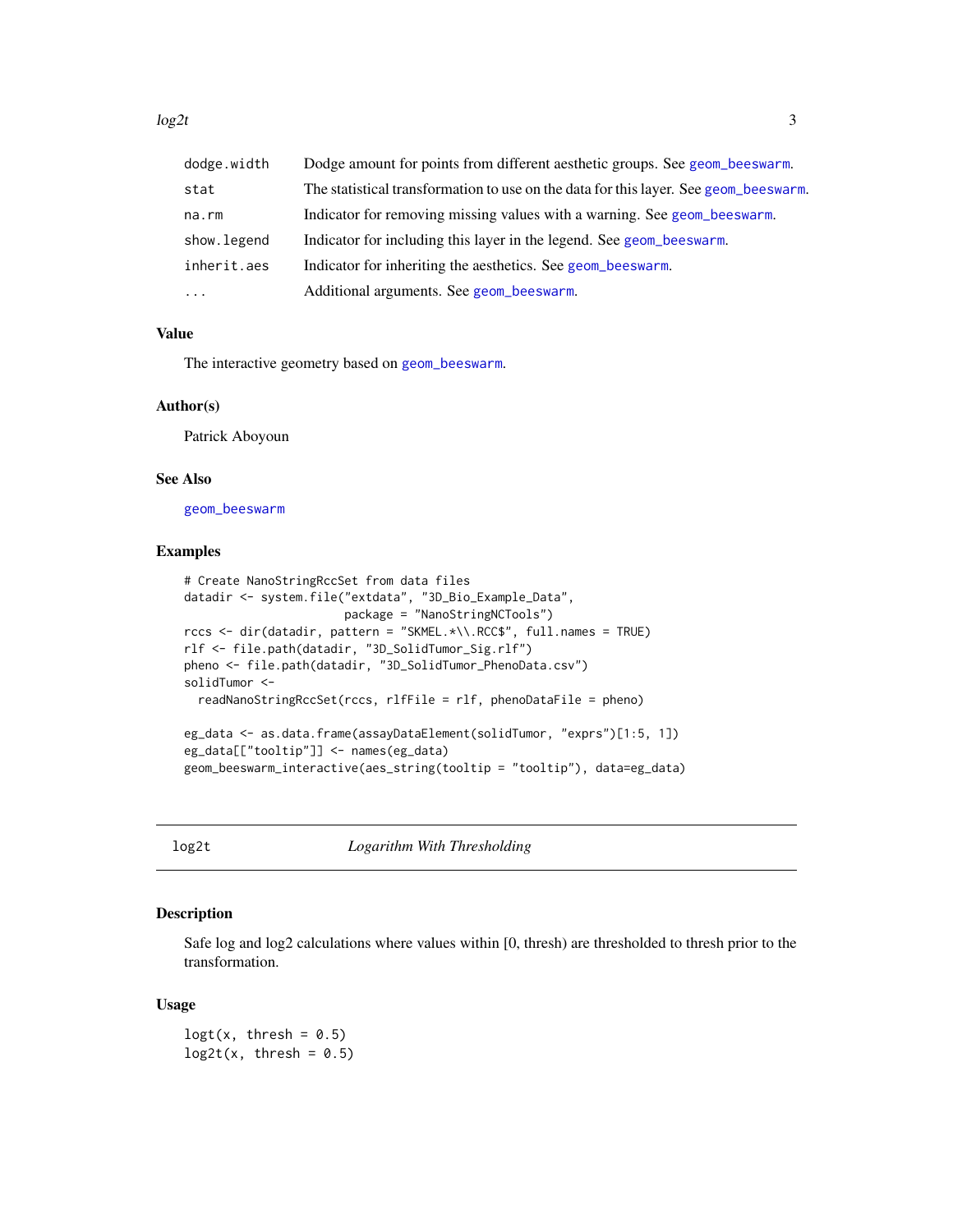| | |
|---|---|
| dodge.width | Dodge amount for points from different aesthetic groups. See geom_beeswarm. |
| stat | The statistical transformation to use on the data for this layer. See geom_beeswarm. |
| na.rm | Indicator for removing missing values with a warning. See geom_beeswarm. |
| show.legend | Indicator for including this layer in the legend. See geom_beeswarm. |
| inherit.aes | Indicator for inheriting the aesthetics. See geom_beeswarm. |
| ... | Additional arguments. See geom_beeswarm. |

### Value

The interactive geometry based on geom_beeswarm.

### Author(s)

Patrick Aboyoun

### See Also

geom_beeswarm

### Examples

```
# Create NanoStringRccSet from data files
datadir <- system.file("extdata", "3D_Bio_Example_Data",
                       package = "NanoStringNCTools")
rccs <- dir(datadir, pattern = "SKMEL.*\\.RCC$", full.names = TRUE)
rlf <- file.path(datadir, "3D_SolidTumor_Sig.rlf")
pheno <- file.path(datadir, "3D_SolidTumor_PhenoData.csv")
solidTumor <-
  readNanoStringRccSet(rccs, rlfFile = rlf, phenoDataFile = pheno)

eg_data <- as.data.frame(assayDataElement(solidTumor, "exprs")[1:5, 1])
eg_data[["tooltip"]] <- names(eg_data)
geom_beeswarm_interactive(aes_string(tooltip = "tooltip"), data=eg_data)
```

---

## log2t — *Logarithm With Thresholding*

### Description

Safe log and log2 calculations where values within [0, thresh) are thresholded to thresh prior to the transformation.

### Usage

```
logt(x, thresh = 0.5)
log2t(x, thresh = 0.5)
```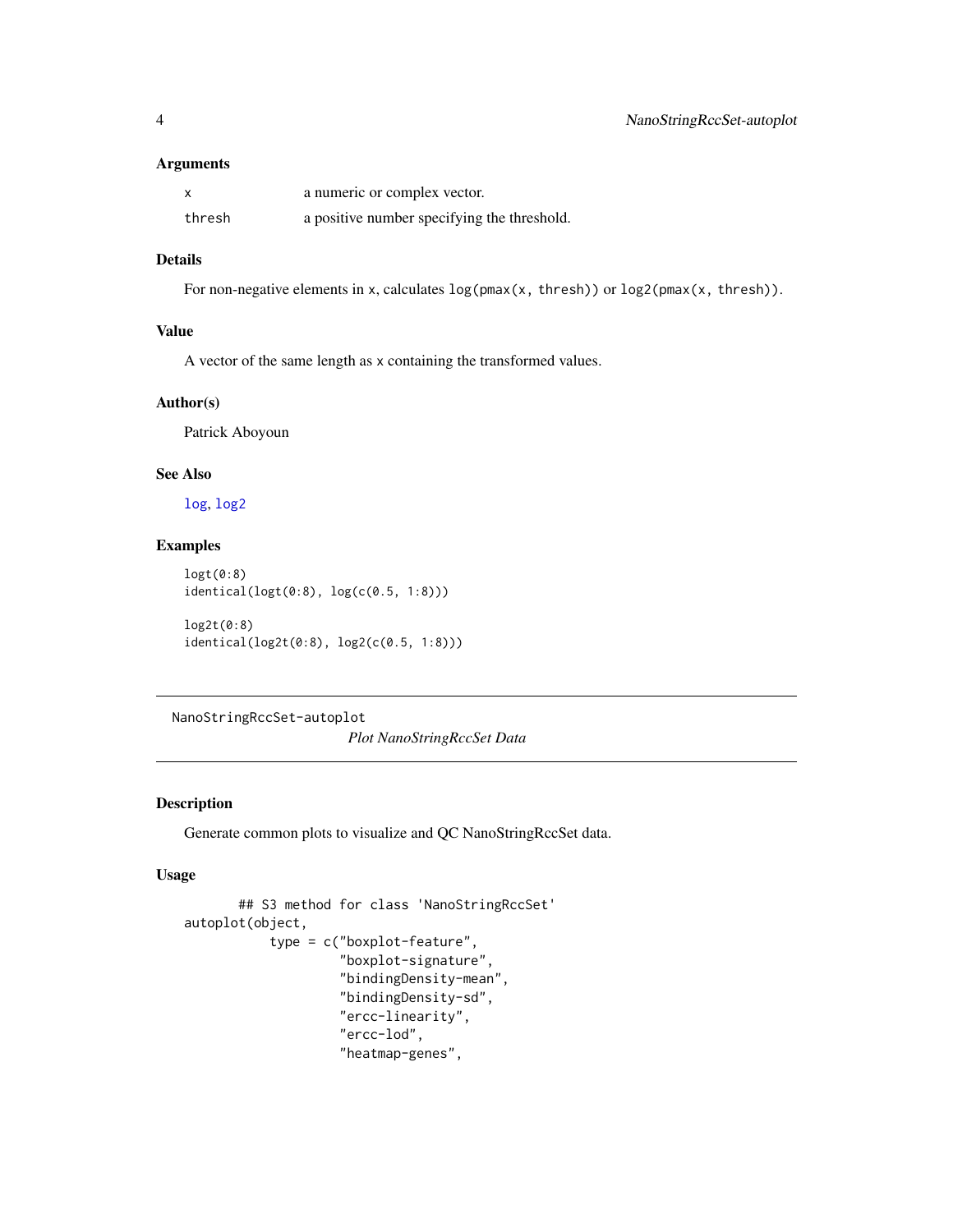### Arguments

| | |
|---|---|
| x | a numeric or complex vector. |
| thresh | a positive number specifying the threshold. |

### Details

For non-negative elements in x, calculates `log(pmax(x, thresh))` or `log2(pmax(x, thresh))`.

### Value

A vector of the same length as x containing the transformed values.

### Author(s)

Patrick Aboyoun

### See Also

log, log2

### Examples

```
logt(0:8)
identical(logt(0:8), log(c(0.5, 1:8)))

log2t(0:8)
identical(log2t(0:8), log2(c(0.5, 1:8)))
```

---

## NanoStringRccSet-autoplot *Plot NanoStringRccSet Data*

---

### Description

Generate common plots to visualize and QC NanoStringRccSet data.

### Usage

```
        ## S3 method for class 'NanoStringRccSet'
autoplot(object,
            type = c("boxplot-feature",
                     "boxplot-signature",
                     "bindingDensity-mean",
                     "bindingDensity-sd",
                     "ercc-linearity",
                     "ercc-lod",
                     "heatmap-genes",
```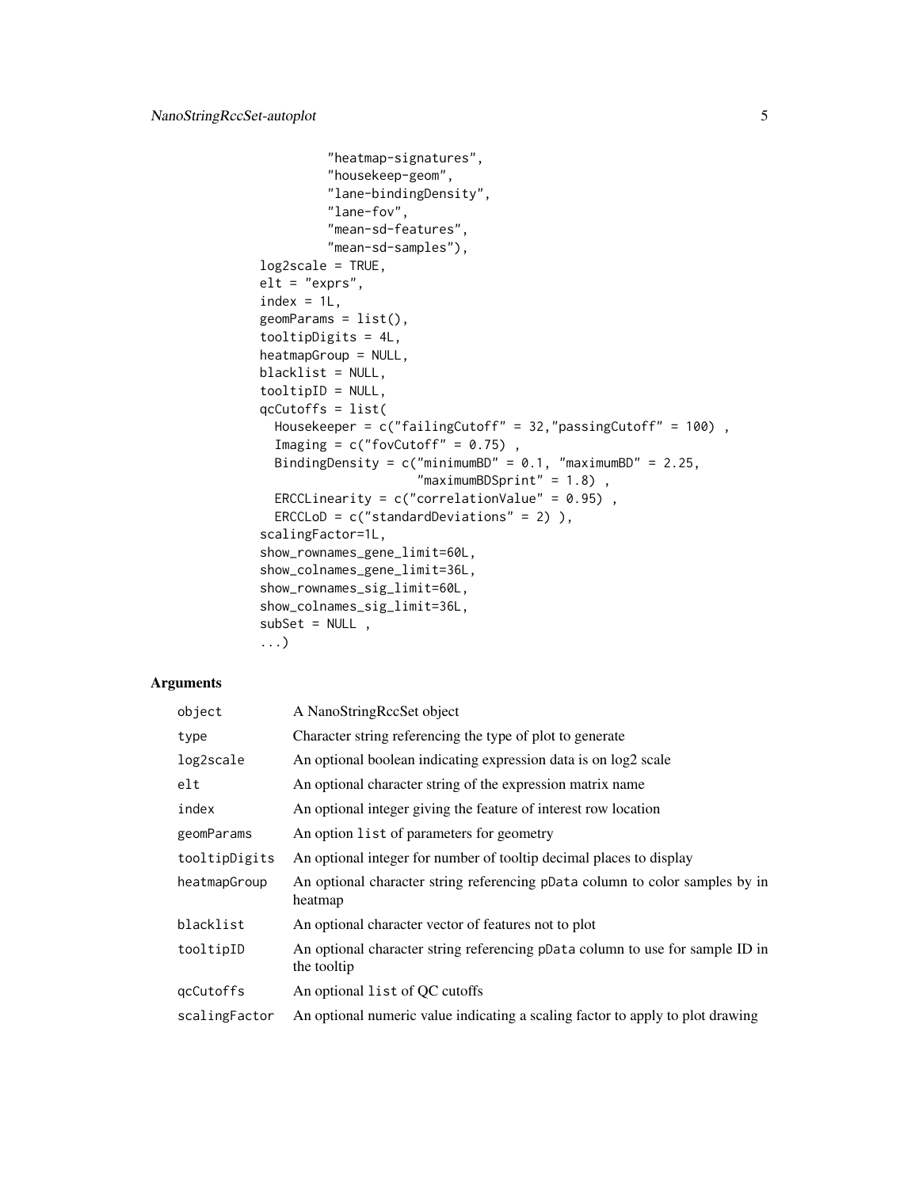```
"heatmap-signatures",
          "housekeep-geom",
          "lane-bindingDensity",
          "lane-fov",
          "mean-sd-features",
          "mean-sd-samples"),
  log2scale = TRUE,
  elt = "exprs",
  index = 1L,
  geomParams = list(),
  tooltipDigits = 4L,
  heatmapGroup = NULL,
  blacklist = NULL,
  tooltipID = NULL,
  qcCutoffs = list(
    Housekeeper = c("failingCutoff" = 32,"passingCutoff" = 100) ,
    Imaging = c("fovCutoff" = 0.75) ,
    BindingDensity = c("minimumBD" = 0.1, "maximumBD" = 2.25,
                       "maximumBDSprint" = 1.8) ,
    ERCCLinearity = c("correlationValue" = 0.95) ,
    ERCCLoD = c("standardDeviations" = 2) ),
  scalingFactor=1L,
  show_rownames_gene_limit=60L,
  show_colnames_gene_limit=36L,
  show_rownames_sig_limit=60L,
  show_colnames_sig_limit=36L,
  subSet = NULL ,
  ...)
```

## Arguments

| | |
|---|---|
| `object` | A NanoStringRccSet object |
| `type` | Character string referencing the type of plot to generate |
| `log2scale` | An optional boolean indicating expression data is on log2 scale |
| `elt` | An optional character string of the expression matrix name |
| `index` | An optional integer giving the feature of interest row location |
| `geomParams` | An option `list` of parameters for geometry |
| `tooltipDigits` | An optional integer for number of tooltip decimal places to display |
| `heatmapGroup` | An optional character string referencing `pData` column to color samples by in heatmap |
| `blacklist` | An optional character vector of features not to plot |
| `tooltipID` | An optional character string referencing `pData` column to use for sample ID in the tooltip |
| `qcCutoffs` | An optional `list` of QC cutoffs |
| `scalingFactor` | An optional numeric value indicating a scaling factor to apply to plot drawing |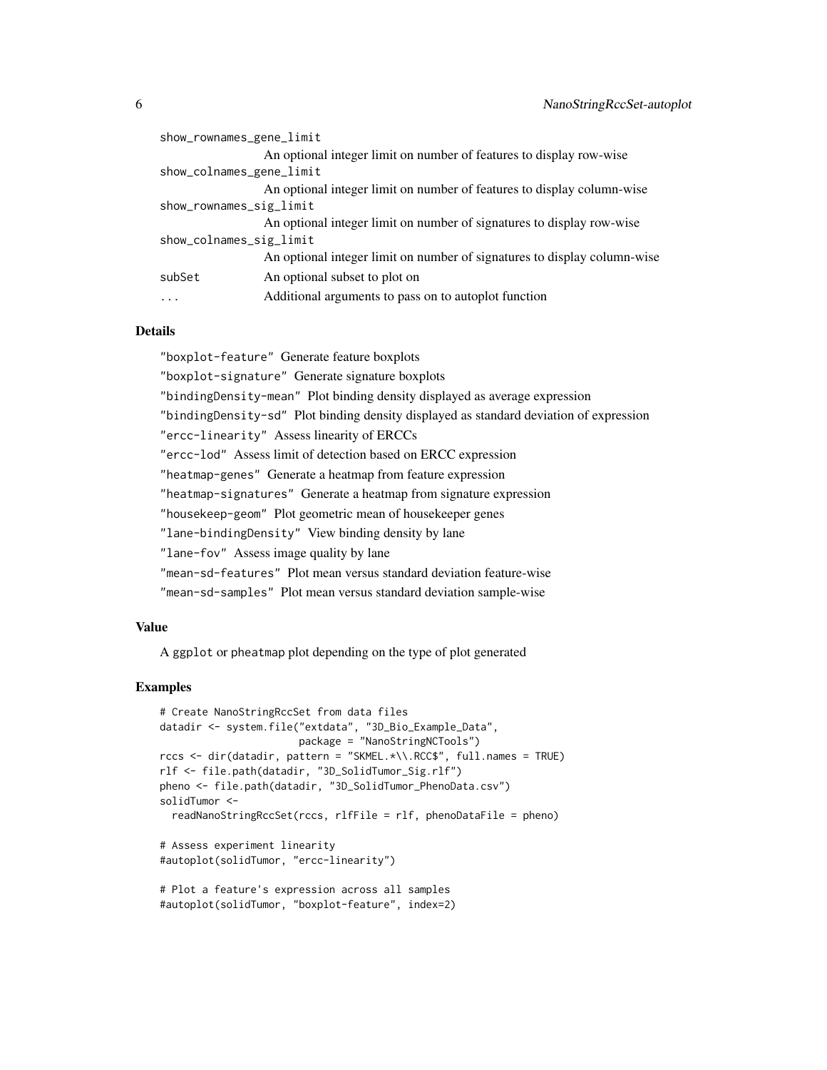`show_rownames_gene_limit`
: An optional integer limit on number of features to display row-wise

`show_colnames_gene_limit`
: An optional integer limit on number of features to display column-wise

`show_rownames_sig_limit`
: An optional integer limit on number of signatures to display row-wise

`show_colnames_sig_limit`
: An optional integer limit on number of signatures to display column-wise

`subSet`
: An optional subset to plot on

`...`
: Additional arguments to pass on to autoplot function

## Details

`"boxplot-feature"` Generate feature boxplots

`"boxplot-signature"` Generate signature boxplots

`"bindingDensity-mean"` Plot binding density displayed as average expression

`"bindingDensity-sd"` Plot binding density displayed as standard deviation of expression

`"ercc-linearity"` Assess linearity of ERCCs

`"ercc-lod"` Assess limit of detection based on ERCC expression

`"heatmap-genes"` Generate a heatmap from feature expression

`"heatmap-signatures"` Generate a heatmap from signature expression

`"housekeep-geom"` Plot geometric mean of housekeeper genes

`"lane-bindingDensity"` View binding density by lane

`"lane-fov"` Assess image quality by lane

`"mean-sd-features"` Plot mean versus standard deviation feature-wise

`"mean-sd-samples"` Plot mean versus standard deviation sample-wise

## Value

A `ggplot` or `pheatmap` plot depending on the type of plot generated

## Examples

```
# Create NanoStringRccSet from data files
datadir <- system.file("extdata", "3D_Bio_Example_Data",
                       package = "NanoStringNCTools")
rccs <- dir(datadir, pattern = "SKMEL.*\\.RCC$", full.names = TRUE)
rlf <- file.path(datadir, "3D_SolidTumor_Sig.rlf")
pheno <- file.path(datadir, "3D_SolidTumor_PhenoData.csv")
solidTumor <-
  readNanoStringRccSet(rccs, rlfFile = rlf, phenoDataFile = pheno)

# Assess experiment linearity
#autoplot(solidTumor, "ercc-linearity")

# Plot a feature's expression across all samples
#autoplot(solidTumor, "boxplot-feature", index=2)
```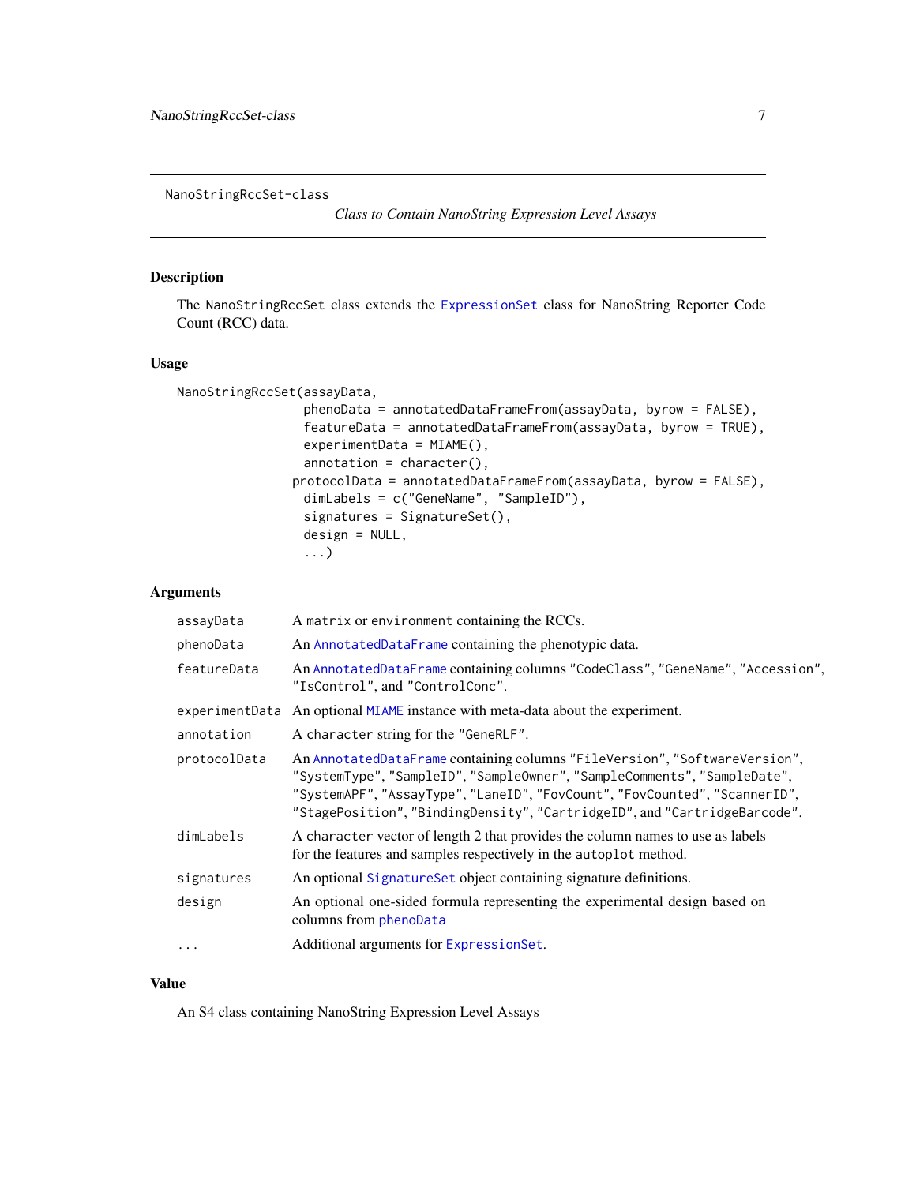NanoStringRccSet-class

*Class to Contain NanoString Expression Level Assays*

## Description

The `NanoStringRccSet` class extends the `ExpressionSet` class for NanoString Reporter Code Count (RCC) data.

## Usage

```
NanoStringRccSet(assayData,
                 phenoData = annotatedDataFrameFrom(assayData, byrow = FALSE),
                 featureData = annotatedDataFrameFrom(assayData, byrow = TRUE),
                 experimentData = MIAME(),
                 annotation = character(),
               protocolData = annotatedDataFrameFrom(assayData, byrow = FALSE),
                 dimLabels = c("GeneName", "SampleID"),
                 signatures = SignatureSet(),
                 design = NULL,
                 ...)
```

## Arguments

| | |
|---|---|
| `assayData` | A `matrix` or `environment` containing the RCCs. |
| `phenoData` | An `AnnotatedDataFrame` containing the phenotypic data. |
| `featureData` | An `AnnotatedDataFrame` containing columns `"CodeClass"`, `"GeneName"`, `"Accession"`, `"IsControl"`, and `"ControlConc"`. |
| `experimentData` | An optional `MIAME` instance with meta-data about the experiment. |
| `annotation` | A character string for the `"GeneRLF"`. |
| `protocolData` | An `AnnotatedDataFrame` containing columns `"FileVersion"`, `"SoftwareVersion"`, `"SystemType"`, `"SampleID"`, `"SampleOwner"`, `"SampleComments"`, `"SampleDate"`, `"SystemAPF"`, `"AssayType"`, `"LaneID"`, `"FovCount"`, `"FovCounted"`, `"ScannerID"`, `"StagePosition"`, `"BindingDensity"`, `"CartridgeID"`, and `"CartridgeBarcode"`. |
| `dimLabels` | A `character` vector of length 2 that provides the column names to use as labels for the features and samples respectively in the `autoplot` method. |
| `signatures` | An optional `SignatureSet` object containing signature definitions. |
| `design` | An optional one-sided formula representing the experimental design based on columns from `phenoData` |
| `...` | Additional arguments for `ExpressionSet`. |

## Value

An S4 class containing NanoString Expression Level Assays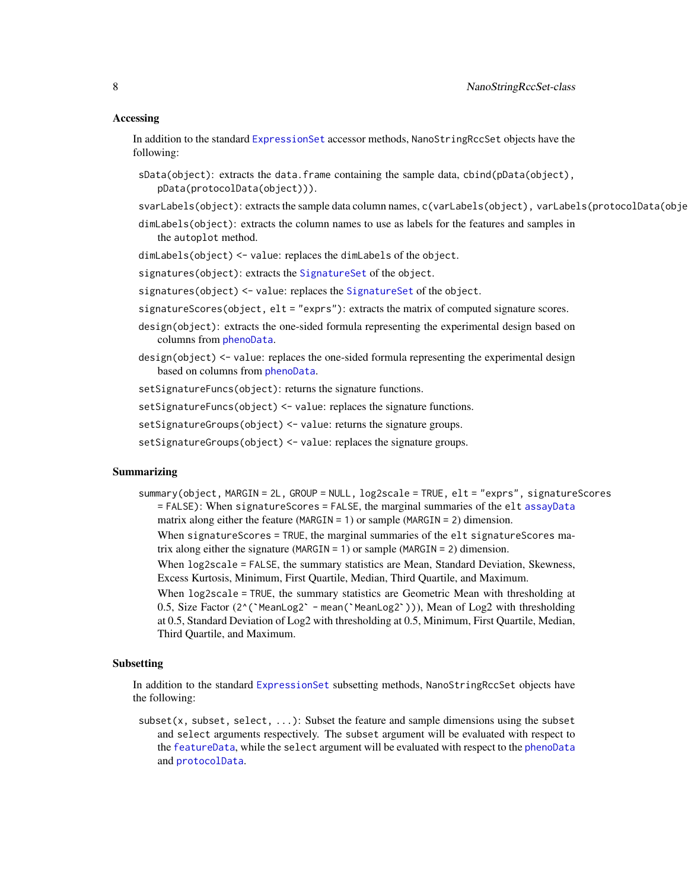### Accessing

In addition to the standard `ExpressionSet` accessor methods, `NanoStringRccSet` objects have the following:

- `sData(object)`: extracts the `data.frame` containing the sample data, `cbind(pData(object), pData(protocolData(object)))`.
- `svarLabels(object)`: extracts the sample data column names, `c(varLabels(object), varLabels(protocolData(obje`
- `dimLabels(object)`: extracts the column names to use as labels for the features and samples in the `autoplot` method.
- `dimLabels(object) <- value`: replaces the `dimLabels` of the `object`.
- `signatures(object)`: extracts the `SignatureSet` of the `object`.
- `signatures(object) <- value`: replaces the `SignatureSet` of the `object`.
- `signatureScores(object, elt = "exprs")`: extracts the matrix of computed signature scores.
- `design(object)`: extracts the one-sided formula representing the experimental design based on columns from `phenoData`.
- `design(object) <- value`: replaces the one-sided formula representing the experimental design based on columns from `phenoData`.
- `setSignatureFuncs(object)`: returns the signature functions.
- `setSignatureFuncs(object) <- value`: replaces the signature functions.
- `setSignatureGroups(object) <- value`: returns the signature groups.
- `setSignatureGroups(object) <- value`: replaces the signature groups.

### Summarizing

`summary(object, MARGIN = 2L, GROUP = NULL, log2scale = TRUE, elt = "exprs", signatureScores = FALSE)`: When `signatureScores = FALSE`, the marginal summaries of the `elt` `assayData` matrix along either the feature (`MARGIN = 1`) or sample (`MARGIN = 2`) dimension.

When `signatureScores = TRUE`, the marginal summaries of the `elt` `signatureScores` matrix along either the signature (`MARGIN = 1`) or sample (`MARGIN = 2`) dimension.

When `log2scale = FALSE`, the summary statistics are Mean, Standard Deviation, Skewness, Excess Kurtosis, Minimum, First Quartile, Median, Third Quartile, and Maximum.

When `log2scale = TRUE`, the summary statistics are Geometric Mean with thresholding at 0.5, Size Factor (`2^(`MeanLog2` - mean(`MeanLog2`))`), Mean of Log2 with thresholding at 0.5, Standard Deviation of Log2 with thresholding at 0.5, Minimum, First Quartile, Median, Third Quartile, and Maximum.

### Subsetting

In addition to the standard `ExpressionSet` subsetting methods, `NanoStringRccSet` objects have the following:

`subset(x, subset, select, ...)`: Subset the feature and sample dimensions using the `subset` and `select` arguments respectively. The `subset` argument will be evaluated with respect to the `featureData`, while the `select` argument will be evaluated with respect to the `phenoData` and `protocolData`.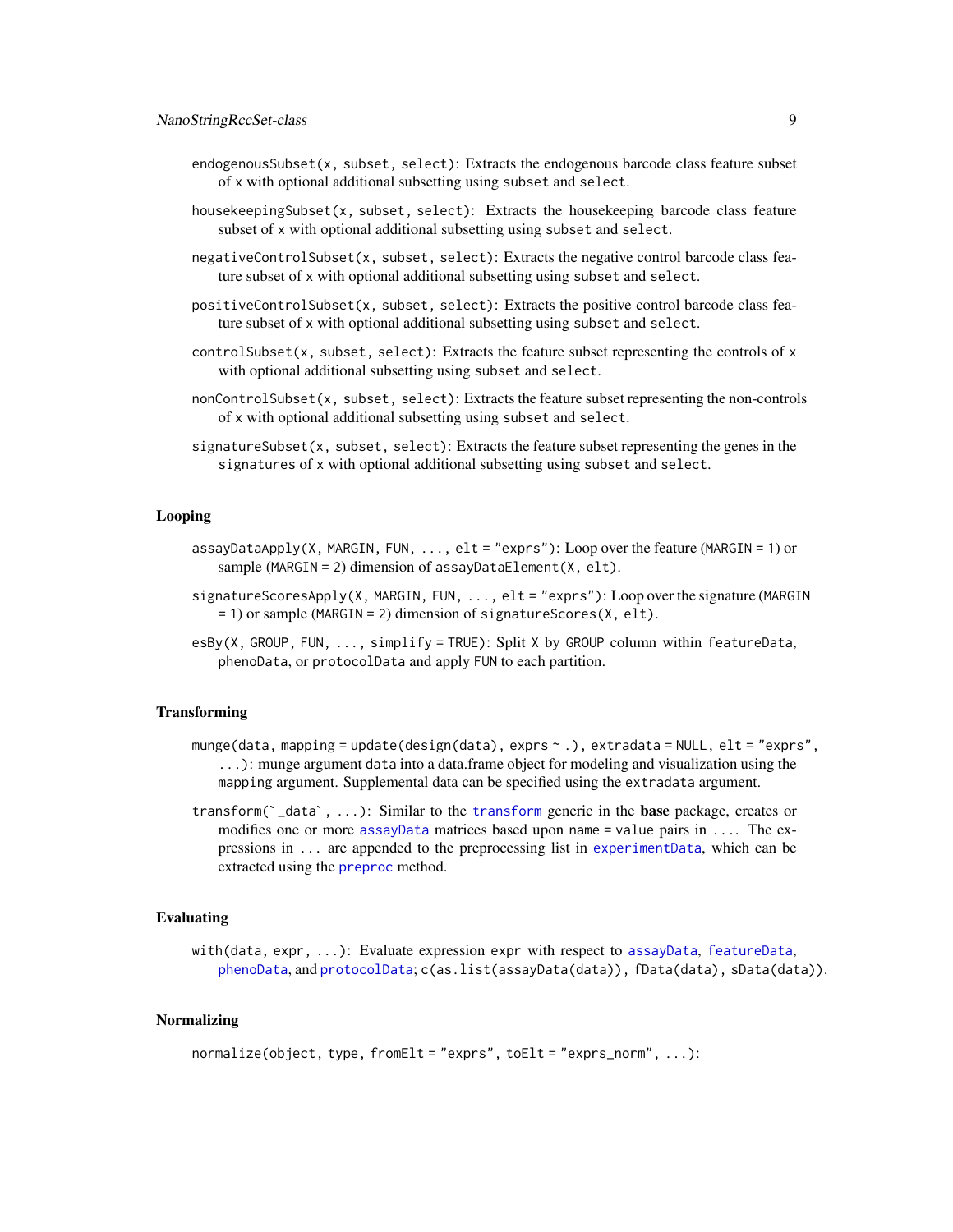`endogenousSubset(x, subset, select)`: Extracts the endogenous barcode class feature subset of `x` with optional additional subsetting using `subset` and `select`.

`housekeepingSubset(x, subset, select)`: Extracts the housekeeping barcode class feature subset of `x` with optional additional subsetting using `subset` and `select`.

`negativeControlSubset(x, subset, select)`: Extracts the negative control barcode class feature subset of `x` with optional additional subsetting using `subset` and `select`.

`positiveControlSubset(x, subset, select)`: Extracts the positive control barcode class feature subset of `x` with optional additional subsetting using `subset` and `select`.

`controlSubset(x, subset, select)`: Extracts the feature subset representing the controls of `x` with optional additional subsetting using `subset` and `select`.

`nonControlSubset(x, subset, select)`: Extracts the feature subset representing the non-controls of `x` with optional additional subsetting using `subset` and `select`.

`signatureSubset(x, subset, select)`: Extracts the feature subset representing the genes in the `signatures` of `x` with optional additional subsetting using `subset` and `select`.

## Looping

`assayDataApply(X, MARGIN, FUN, ..., elt = "exprs")`: Loop over the feature (`MARGIN = 1`) or sample (`MARGIN = 2`) dimension of `assayDataElement(X, elt)`.

`signatureScoresApply(X, MARGIN, FUN, ..., elt = "exprs")`: Loop over the signature (`MARGIN = 1`) or sample (`MARGIN = 2`) dimension of `signatureScores(X, elt)`.

`esBy(X, GROUP, FUN, ..., simplify = TRUE)`: Split `X` by `GROUP` column within `featureData`, `phenoData`, or `protocolData` and apply `FUN` to each partition.

## Transforming

`munge(data, mapping = update(design(data), exprs ~ .), extradata = NULL, elt = "exprs", ...)`: munge argument `data` into a data.frame object for modeling and visualization using the `mapping` argument. Supplemental data can be specified using the `extradata` argument.

`` transform(`_data`, ...) ``: Similar to the `transform` generic in the **base** package, creates or modifies one or more `assayData` matrices based upon `name = value` pairs in `...`. The expressions in `...` are appended to the preprocessing list in `experimentData`, which can be extracted using the `preproc` method.

## Evaluating

`with(data, expr, ...)`: Evaluate expression `expr` with respect to `assayData`, `featureData`, `phenoData`, and `protocolData`; `c(as.list(assayData(data)), fData(data), sData(data))`.

## Normalizing

`normalize(object, type, fromElt = "exprs", toElt = "exprs_norm", ...)`: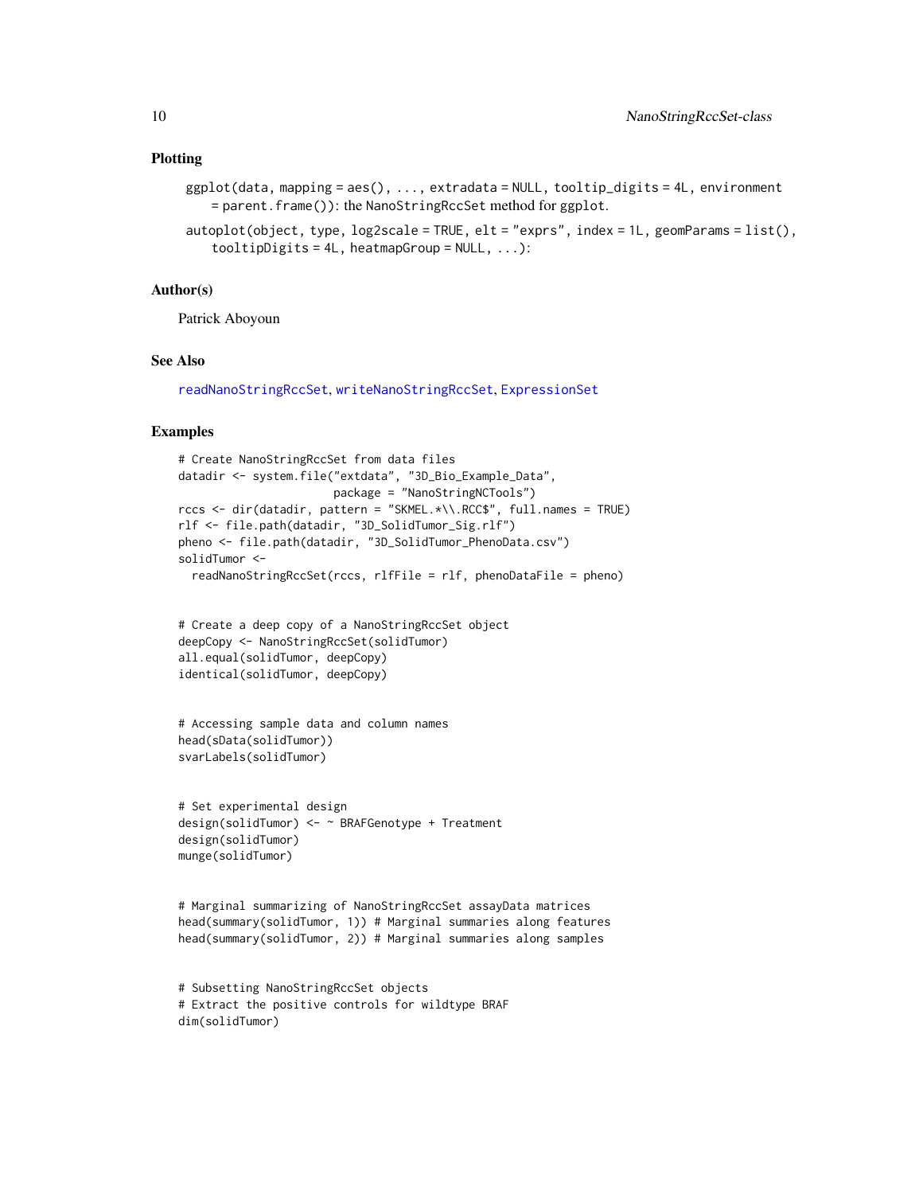### Plotting

`ggplot(data, mapping = aes(), ..., extradata = NULL, tooltip_digits = 4L, environment = parent.frame())`: the NanoStringRccSet method for ggplot.

`autoplot(object, type, log2scale = TRUE, elt = "exprs", index = 1L, geomParams = list(), tooltipDigits = 4L, heatmapGroup = NULL, ...)`:

### Author(s)

Patrick Aboyoun

### See Also

readNanoStringRccSet, writeNanoStringRccSet, ExpressionSet

### Examples

```
# Create NanoStringRccSet from data files
datadir <- system.file("extdata", "3D_Bio_Example_Data",
                       package = "NanoStringNCTools")
rccs <- dir(datadir, pattern = "SKMEL.*\\.RCC$", full.names = TRUE)
rlf <- file.path(datadir, "3D_SolidTumor_Sig.rlf")
pheno <- file.path(datadir, "3D_SolidTumor_PhenoData.csv")
solidTumor <-
  readNanoStringRccSet(rccs, rlfFile = rlf, phenoDataFile = pheno)


# Create a deep copy of a NanoStringRccSet object
deepCopy <- NanoStringRccSet(solidTumor)
all.equal(solidTumor, deepCopy)
identical(solidTumor, deepCopy)


# Accessing sample data and column names
head(sData(solidTumor))
svarLabels(solidTumor)


# Set experimental design
design(solidTumor) <- ~ BRAFGenotype + Treatment
design(solidTumor)
munge(solidTumor)


# Marginal summarizing of NanoStringRccSet assayData matrices
head(summary(solidTumor, 1)) # Marginal summaries along features
head(summary(solidTumor, 2)) # Marginal summaries along samples


# Subsetting NanoStringRccSet objects
# Extract the positive controls for wildtype BRAF
dim(solidTumor)
```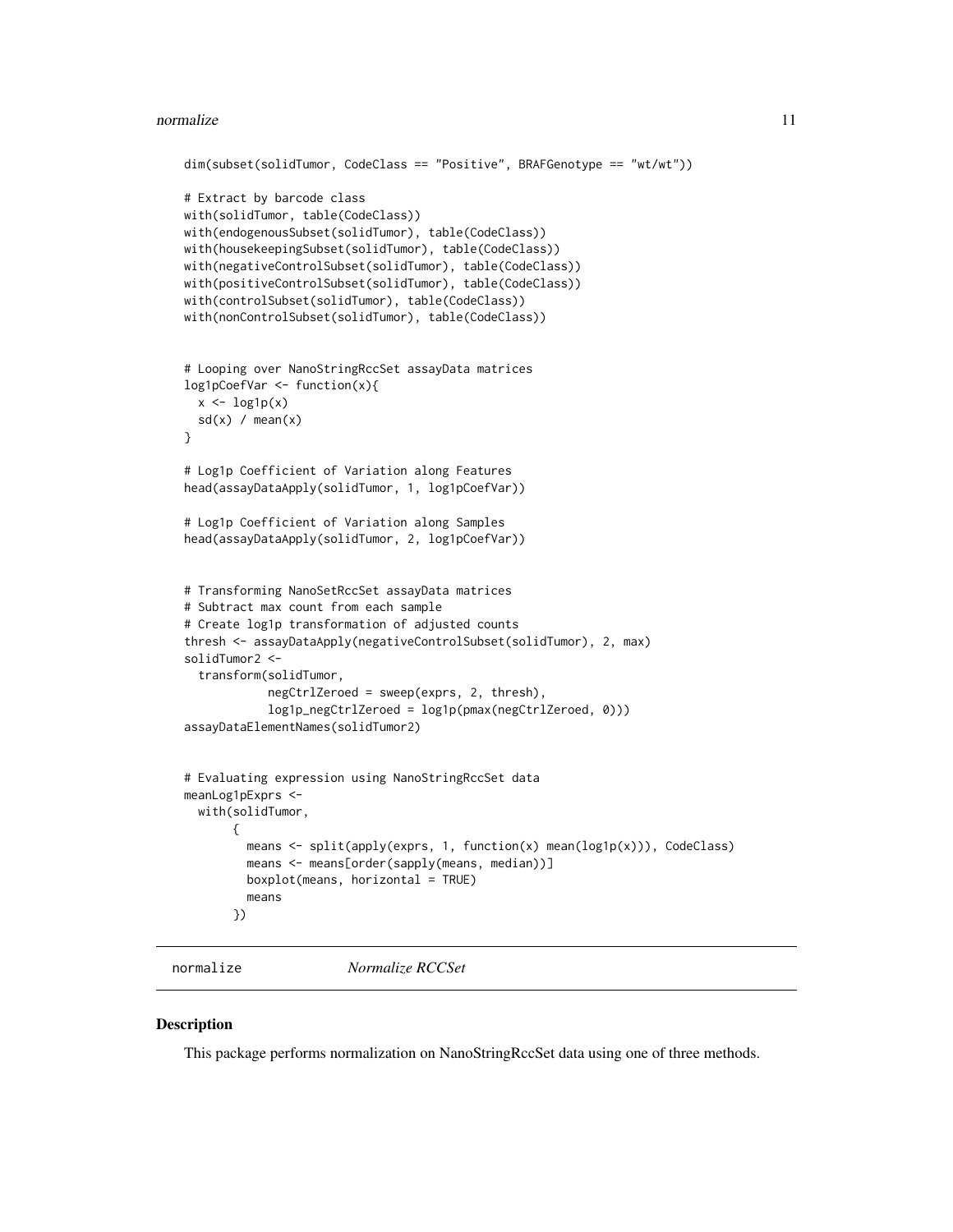```
dim(subset(solidTumor, CodeClass == "Positive", BRAFGenotype == "wt/wt"))

# Extract by barcode class
with(solidTumor, table(CodeClass))
with(endogenousSubset(solidTumor), table(CodeClass))
with(housekeepingSubset(solidTumor), table(CodeClass))
with(negativeControlSubset(solidTumor), table(CodeClass))
with(positiveControlSubset(solidTumor), table(CodeClass))
with(controlSubset(solidTumor), table(CodeClass))
with(nonControlSubset(solidTumor), table(CodeClass))


# Looping over NanoStringRccSet assayData matrices
log1pCoefVar <- function(x){
  x <- log1p(x)
  sd(x) / mean(x)
}

# Log1p Coefficient of Variation along Features
head(assayDataApply(solidTumor, 1, log1pCoefVar))

# Log1p Coefficient of Variation along Samples
head(assayDataApply(solidTumor, 2, log1pCoefVar))


# Transforming NanoSetRccSet assayData matrices
# Subtract max count from each sample
# Create log1p transformation of adjusted counts
thresh <- assayDataApply(negativeControlSubset(solidTumor), 2, max)
solidTumor2 <-
  transform(solidTumor,
            negCtrlZeroed = sweep(exprs, 2, thresh),
            log1p_negCtrlZeroed = log1p(pmax(negCtrlZeroed, 0)))
assayDataElementNames(solidTumor2)


# Evaluating expression using NanoStringRccSet data
meanLog1pExprs <-
  with(solidTumor,
       {
         means <- split(apply(exprs, 1, function(x) mean(log1p(x))), CodeClass)
         means <- means[order(sapply(means, median))]
         boxplot(means, horizontal = TRUE)
         means
       })
```

## normalize    *Normalize RCCSet*

### Description

This package performs normalization on NanoStringRccSet data using one of three methods.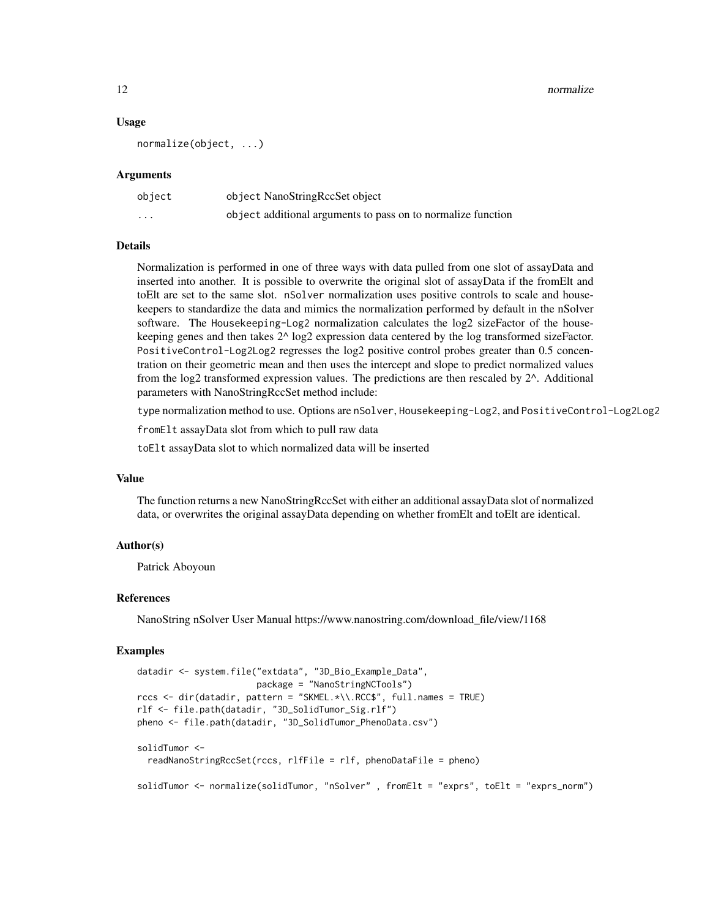### Usage

```
normalize(object, ...)
```

### Arguments

| | |
|---|---|
| object | object NanoStringRccSet object |
| ... | object additional arguments to pass on to normalize function |

### Details

Normalization is performed in one of three ways with data pulled from one slot of assayData and inserted into another. It is possible to overwrite the original slot of assayData if the fromElt and toElt are set to the same slot. `nSolver` normalization uses positive controls to scale and housekeepers to standardize the data and mimics the normalization performed by default in the nSolver software. The `Housekeeping-Log2` normalization calculates the log2 sizeFactor of the housekeeping genes and then takes 2^ log2 expression data centered by the log transformed sizeFactor. `PositiveControl-Log2Log2` regresses the log2 positive control probes greater than 0.5 concentration on their geometric mean and then uses the intercept and slope to predict normalized values from the log2 transformed expression values. The predictions are then rescaled by 2^. Additional parameters with NanoStringRccSet method include:

`type` normalization method to use. Options are `nSolver`, `Housekeeping-Log2`, and `PositiveControl-Log2Log2`

`fromElt` assayData slot from which to pull raw data

`toElt` assayData slot to which normalized data will be inserted

### Value

The function returns a new NanoStringRccSet with either an additional assayData slot of normalized data, or overwrites the original assayData depending on whether fromElt and toElt are identical.

### Author(s)

Patrick Aboyoun

### References

NanoString nSolver User Manual https://www.nanostring.com/download_file/view/1168

### Examples

```
datadir <- system.file("extdata", "3D_Bio_Example_Data",
                       package = "NanoStringNCTools")
rccs <- dir(datadir, pattern = "SKMEL.*\\.RCC$", full.names = TRUE)
rlf <- file.path(datadir, "3D_SolidTumor_Sig.rlf")
pheno <- file.path(datadir, "3D_SolidTumor_PhenoData.csv")

solidTumor <-
  readNanoStringRccSet(rccs, rlfFile = rlf, phenoDataFile = pheno)

solidTumor <- normalize(solidTumor, "nSolver" , fromElt = "exprs", toElt = "exprs_norm")
```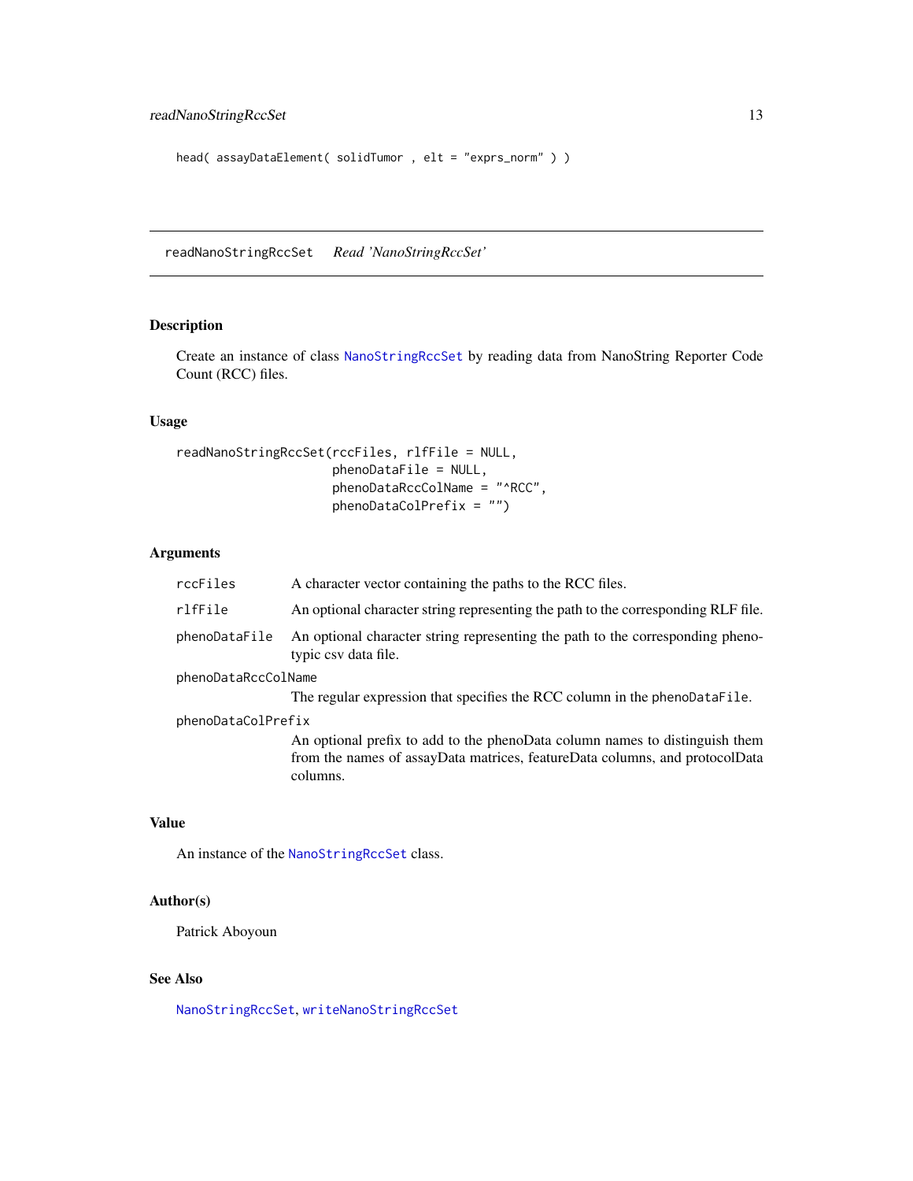```
head( assayDataElement( solidTumor , elt = "exprs_norm" ) )
```

## readNanoStringRccSet *Read 'NanoStringRccSet'*

### Description

Create an instance of class NanoStringRccSet by reading data from NanoString Reporter Code Count (RCC) files.

### Usage

```
readNanoStringRccSet(rccFiles, rlfFile = NULL,
                     phenoDataFile = NULL,
                     phenoDataRccColName = "^RCC",
                     phenoDataColPrefix = "")
```

### Arguments

- `rccFiles` A character vector containing the paths to the RCC files.
- `rlfFile` An optional character string representing the path to the corresponding RLF file.
- `phenoDataFile` An optional character string representing the path to the corresponding phenotypic csv data file.
- `phenoDataRccColName` The regular expression that specifies the RCC column in the `phenoDataFile`.
- `phenoDataColPrefix` An optional prefix to add to the phenoData column names to distinguish them from the names of assayData matrices, featureData columns, and protocolData columns.

### Value

An instance of the NanoStringRccSet class.

### Author(s)

Patrick Aboyoun

### See Also

NanoStringRccSet, writeNanoStringRccSet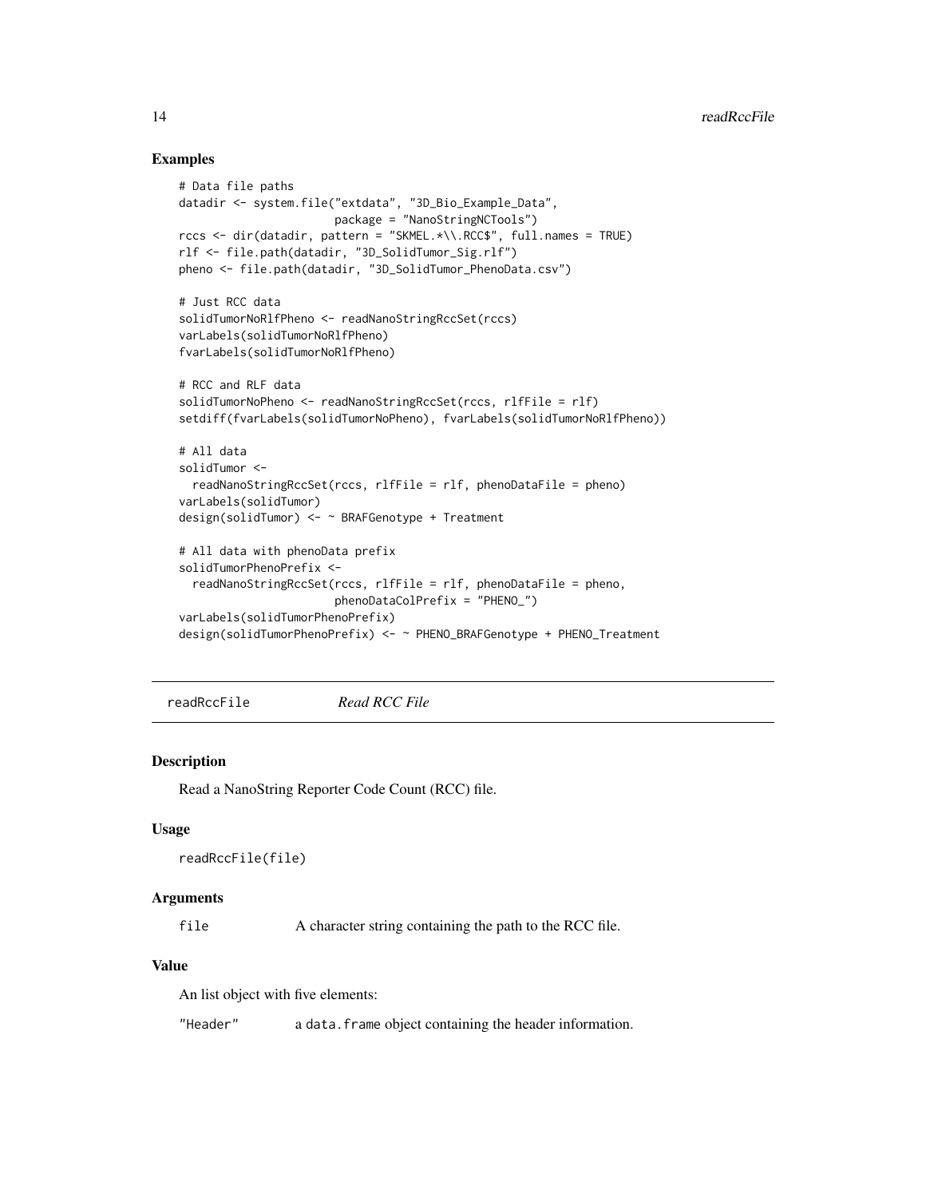### Examples

```
# Data file paths
datadir <- system.file("extdata", "3D_Bio_Example_Data",
                       package = "NanoStringNCTools")
rccs <- dir(datadir, pattern = "SKMEL.*\\.RCC$", full.names = TRUE)
rlf <- file.path(datadir, "3D_SolidTumor_Sig.rlf")
pheno <- file.path(datadir, "3D_SolidTumor_PhenoData.csv")

# Just RCC data
solidTumorNoRlfPheno <- readNanoStringRccSet(rccs)
varLabels(solidTumorNoRlfPheno)
fvarLabels(solidTumorNoRlfPheno)

# RCC and RLF data
solidTumorNoPheno <- readNanoStringRccSet(rccs, rlfFile = rlf)
setdiff(fvarLabels(solidTumorNoPheno), fvarLabels(solidTumorNoRlfPheno))

# All data
solidTumor <-
  readNanoStringRccSet(rccs, rlfFile = rlf, phenoDataFile = pheno)
varLabels(solidTumor)
design(solidTumor) <- ~ BRAFGenotype + Treatment

# All data with phenoData prefix
solidTumorPhenoPrefix <-
  readNanoStringRccSet(rccs, rlfFile = rlf, phenoDataFile = pheno,
                       phenoDataColPrefix = "PHENO_")
varLabels(solidTumorPhenoPrefix)
design(solidTumorPhenoPrefix) <- ~ PHENO_BRAFGenotype + PHENO_Treatment
```

---

## readRccFile — *Read RCC File*

### Description

Read a NanoString Reporter Code Count (RCC) file.

### Usage

```
readRccFile(file)
```

### Arguments

| | |
|---|---|
| `file` | A character string containing the path to the RCC file. |

### Value

An list object with five elements:

| | |
|---|---|
| `"Header"` | a `data.frame` object containing the header information. |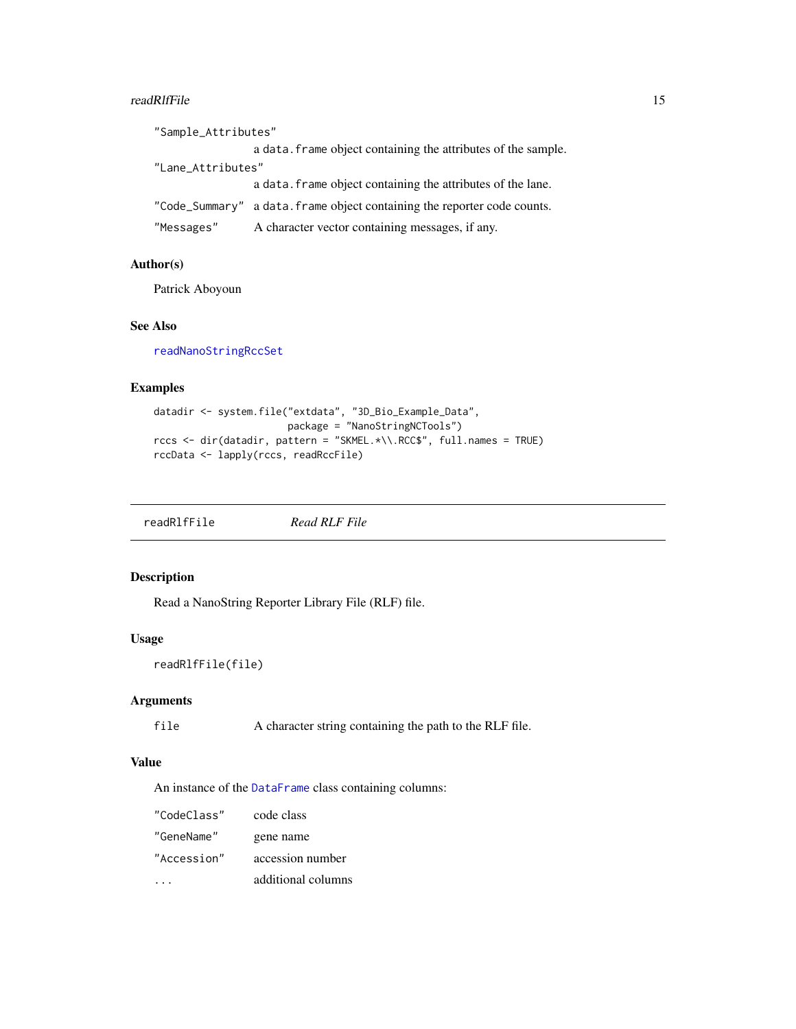| | |
|---|---|
| "Sample_Attributes" | a `data.frame` object containing the attributes of the sample. |
| "Lane_Attributes" | a `data.frame` object containing the attributes of the lane. |
| "Code_Summary" | a `data.frame` object containing the reporter code counts. |
| "Messages" | A character vector containing messages, if any. |

### Author(s)

Patrick Aboyoun

### See Also

`readNanoStringRccSet`

### Examples

```
datadir <- system.file("extdata", "3D_Bio_Example_Data",
                       package = "NanoStringNCTools")
rccs <- dir(datadir, pattern = "SKMEL.*\\.RCC$", full.names = TRUE)
rccData <- lapply(rccs, readRccFile)
```

---

## readRlfFile    *Read RLF File*

---

### Description

Read a NanoString Reporter Library File (RLF) file.

### Usage

```
readRlfFile(file)
```

### Arguments

| | |
|---|---|
| file | A character string containing the path to the RLF file. |

### Value

An instance of the `DataFrame` class containing columns:

| | |
|---|---|
| "CodeClass" | code class |
| "GeneName" | gene name |
| "Accession" | accession number |
| ... | additional columns |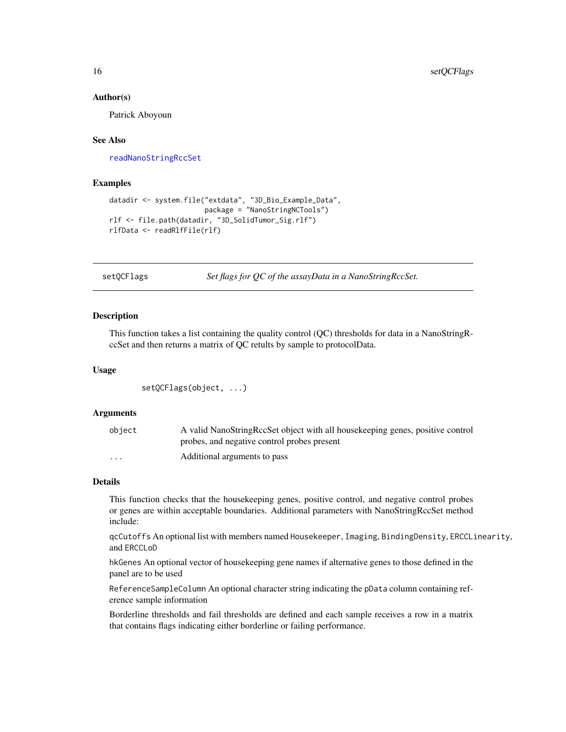## Author(s)

Patrick Aboyoun

## See Also

readNanoStringRccSet

## Examples

```
datadir <- system.file("extdata", "3D_Bio_Example_Data",
                       package = "NanoStringNCTools")
rlf <- file.path(datadir, "3D_SolidTumor_Sig.rlf")
rlfData <- readRlfFile(rlf)
```

---

# setQCFlags — *Set flags for QC of the assayData in a NanoStringRccSet.*

---

## Description

This function takes a list containing the quality control (QC) thresholds for data in a NanoStringRccSet and then returns a matrix of QC retults by sample to protocolData.

## Usage

```
setQCFlags(object, ...)
```

## Arguments

| | |
|---|---|
| `object` | A valid NanoStringRccSet object with all housekeeping genes, positive control probes, and negative control probes present |
| `...` | Additional arguments to pass |

## Details

This function checks that the housekeeping genes, positive control, and negative control probes or genes are within acceptable boundaries. Additional parameters with NanoStringRccSet method include:

`qcCutoffs` An optional list with members named `Housekeeper`, `Imaging`, `BindingDensity`, `ERCCLinearity`, and `ERCCLoD`

`hkGenes` An optional vector of housekeeping gene names if alternative genes to those defined in the panel are to be used

`ReferenceSampleColumn` An optional character string indicating the `pData` column containing reference sample information

Borderline thresholds and fail thresholds are defined and each sample receives a row in a matrix that contains flags indicating either borderline or failing performance.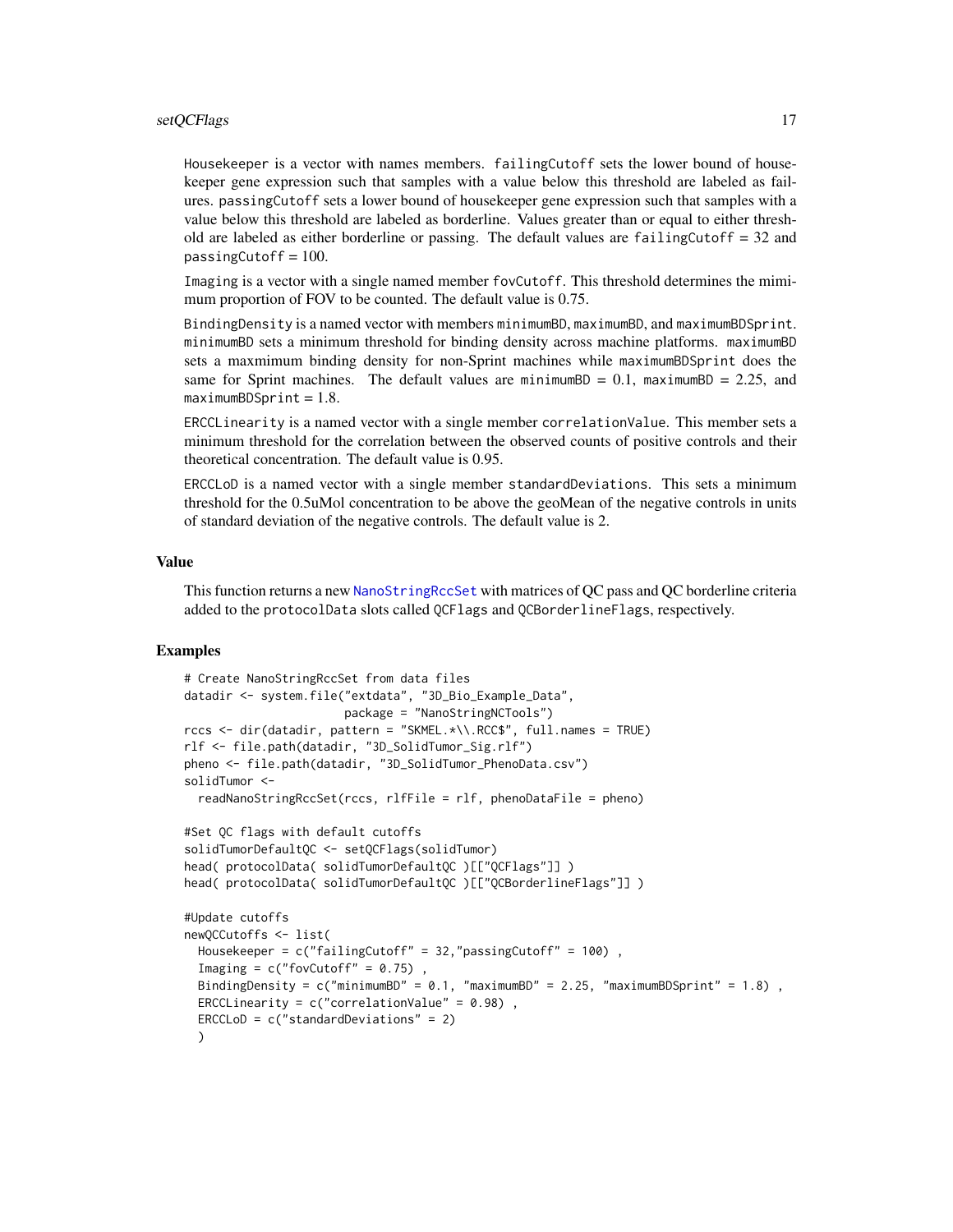Housekeeper is a vector with names members. failingCutoff sets the lower bound of housekeeper gene expression such that samples with a value below this threshold are labeled as failures. passingCutoff sets a lower bound of housekeeper gene expression such that samples with a value below this threshold are labeled as borderline. Values greater than or equal to either threshold are labeled as either borderline or passing. The default values are failingCutoff = 32 and passingCutoff = 100.

Imaging is a vector with a single named member fovCutoff. This threshold determines the mimimum proportion of FOV to be counted. The default value is 0.75.

BindingDensity is a named vector with members minimumBD, maximumBD, and maximumBDSprint. minimumBD sets a minimum threshold for binding density across machine platforms. maximumBD sets a maxmimum binding density for non-Sprint machines while maximumBDSprint does the same for Sprint machines. The default values are minimumBD = 0.1, maximumBD = 2.25, and maximumBDSprint = 1.8.

ERCCLinearity is a named vector with a single member correlationValue. This member sets a minimum threshold for the correlation between the observed counts of positive controls and their theoretical concentration. The default value is 0.95.

ERCCLoD is a named vector with a single member standardDeviations. This sets a minimum threshold for the 0.5uMol concentration to be above the geoMean of the negative controls in units of standard deviation of the negative controls. The default value is 2.

## Value

This function returns a new NanoStringRccSet with matrices of QC pass and QC borderline criteria added to the protocolData slots called QCFlags and QCBorderlineFlags, respectively.

## Examples

```
# Create NanoStringRccSet from data files
datadir <- system.file("extdata", "3D_Bio_Example_Data",
                       package = "NanoStringNCTools")
rccs <- dir(datadir, pattern = "SKMEL.*\\.RCC$", full.names = TRUE)
rlf <- file.path(datadir, "3D_SolidTumor_Sig.rlf")
pheno <- file.path(datadir, "3D_SolidTumor_PhenoData.csv")
solidTumor <-
  readNanoStringRccSet(rccs, rlfFile = rlf, phenoDataFile = pheno)

#Set QC flags with default cutoffs
solidTumorDefaultQC <- setQCFlags(solidTumor)
head( protocolData( solidTumorDefaultQC )[["QCFlags"]] )
head( protocolData( solidTumorDefaultQC )[["QCBorderlineFlags"]] )

#Update cutoffs
newQCCutoffs <- list(
  Housekeeper = c("failingCutoff" = 32,"passingCutoff" = 100) ,
  Imaging = c("fovCutoff" = 0.75) ,
  BindingDensity = c("minimumBD" = 0.1, "maximumBD" = 2.25, "maximumBDSprint" = 1.8) ,
  ERCCLinearity = c("correlationValue" = 0.98) ,
  ERCCLoD = c("standardDeviations" = 2)
  )
```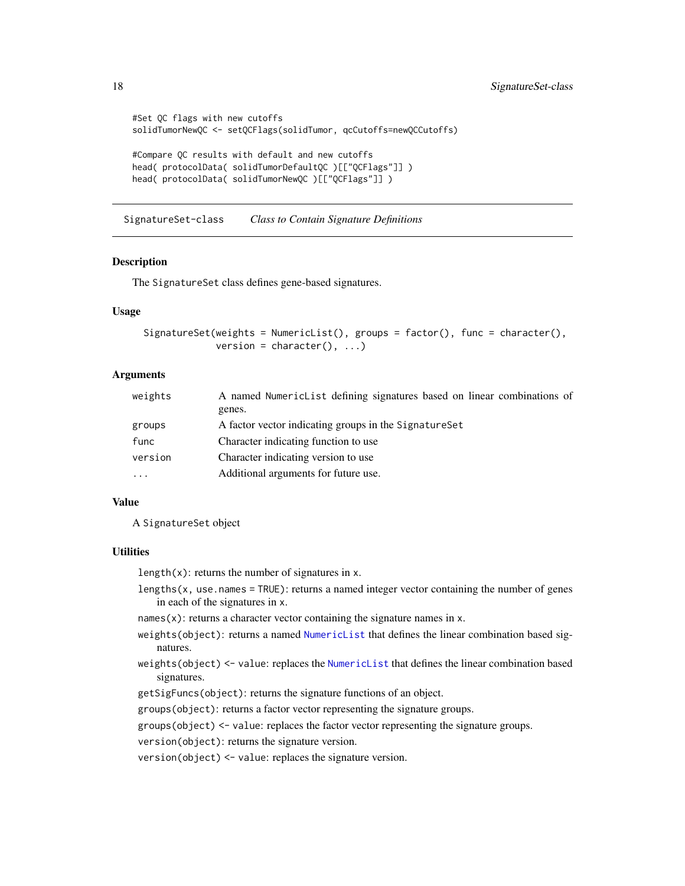```
#Set QC flags with new cutoffs
solidTumorNewQC <- setQCFlags(solidTumor, qcCutoffs=newQCCutoffs)

#Compare QC results with default and new cutoffs
head( protocolData( solidTumorDefaultQC )[["QCFlags"]] )
head( protocolData( solidTumorNewQC )[["QCFlags"]] )
```

## SignatureSet-class    *Class to Contain Signature Definitions*

### Description

The `SignatureSet` class defines gene-based signatures.

### Usage

```
SignatureSet(weights = NumericList(), groups = factor(), func = character(),
             version = character(), ...)
```

### Arguments

| | |
|---|---|
| `weights` | A named `NumericList` defining signatures based on linear combinations of genes. |
| `groups` | A factor vector indicating groups in the `SignatureSet` |
| `func` | Character indicating function to use |
| `version` | Character indicating version to use |
| `...` | Additional arguments for future use. |

### Value

A `SignatureSet` object

### Utilities

- `length(x)`: returns the number of signatures in `x`.
- `lengths(x, use.names = TRUE)`: returns a named integer vector containing the number of genes in each of the signatures in `x`.
- `names(x)`: returns a character vector containing the signature names in `x`.
- `weights(object)`: returns a named `NumericList` that defines the linear combination based signatures.
- `weights(object) <- value`: replaces the `NumericList` that defines the linear combination based signatures.
- `getSigFuncs(object)`: returns the signature functions of an object.
- `groups(object)`: returns a factor vector representing the signature groups.
- `groups(object) <- value`: replaces the factor vector representing the signature groups.
- `version(object)`: returns the signature version.
- `version(object) <- value`: replaces the signature version.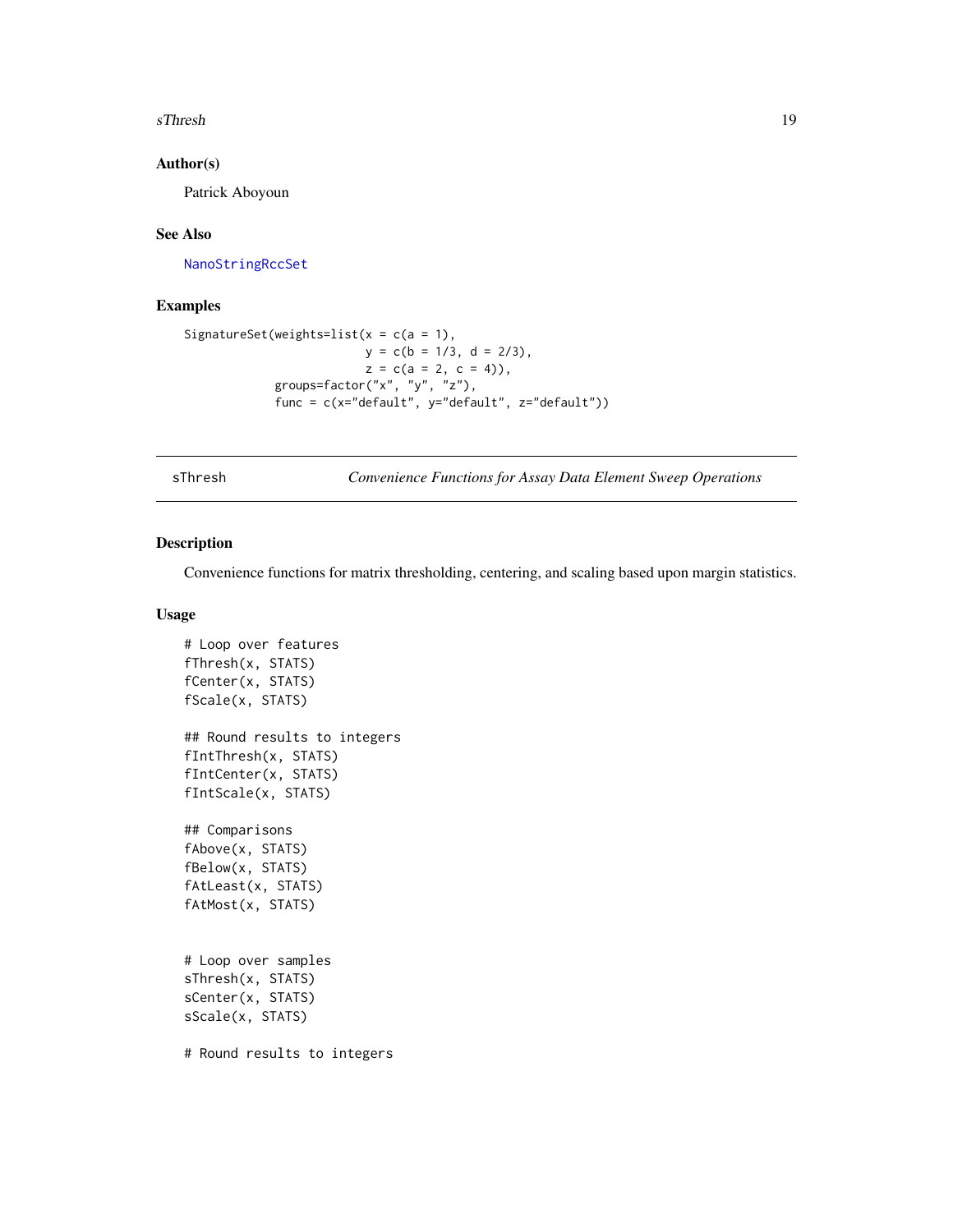### Author(s)

Patrick Aboyoun

### See Also

NanoStringRccSet

### Examples

```
SignatureSet(weights=list(x = c(a = 1),
                          y = c(b = 1/3, d = 2/3),
                          z = c(a = 2, c = 4)),
             groups=factor("x", "y", "z"),
             func = c(x="default", y="default", z="default"))
```

---

## sThresh — *Convenience Functions for Assay Data Element Sweep Operations*

### Description

Convenience functions for matrix thresholding, centering, and scaling based upon margin statistics.

### Usage

```
# Loop over features
fThresh(x, STATS)
fCenter(x, STATS)
fScale(x, STATS)

## Round results to integers
fIntThresh(x, STATS)
fIntCenter(x, STATS)
fIntScale(x, STATS)

## Comparisons
fAbove(x, STATS)
fBelow(x, STATS)
fAtLeast(x, STATS)
fAtMost(x, STATS)


# Loop over samples
sThresh(x, STATS)
sCenter(x, STATS)
sScale(x, STATS)

# Round results to integers
```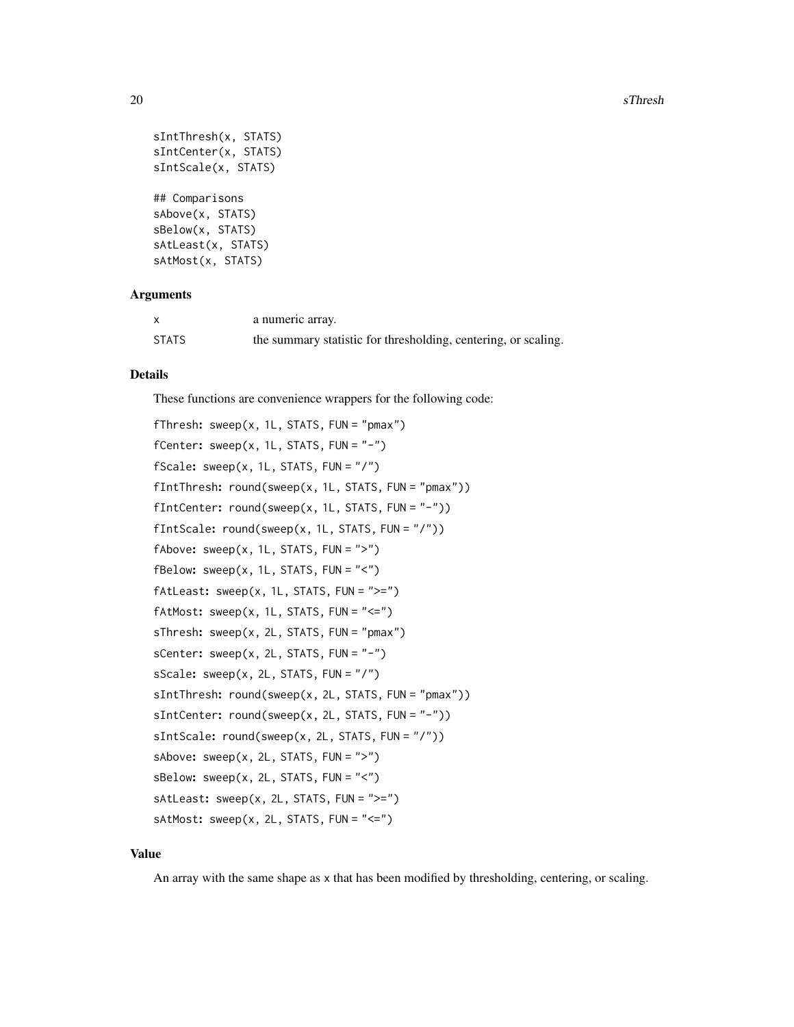```
sIntThresh(x, STATS)
sIntCenter(x, STATS)
sIntScale(x, STATS)

## Comparisons
sAbove(x, STATS)
sBelow(x, STATS)
sAtLeast(x, STATS)
sAtMost(x, STATS)
```

### Arguments

| | |
|---|---|
| x | a numeric array. |
| STATS | the summary statistic for thresholding, centering, or scaling. |

### Details

These functions are convenience wrappers for the following code:

fThresh: `sweep(x, 1L, STATS, FUN = "pmax")`

fCenter: `sweep(x, 1L, STATS, FUN = "-")`

fScale: `sweep(x, 1L, STATS, FUN = "/")`

fIntThresh: `round(sweep(x, 1L, STATS, FUN = "pmax"))`

fIntCenter: `round(sweep(x, 1L, STATS, FUN = "-"))`

fIntScale: `round(sweep(x, 1L, STATS, FUN = "/"))`

fAbove: `sweep(x, 1L, STATS, FUN = ">")`

fBelow: `sweep(x, 1L, STATS, FUN = "<")`

fAtLeast: `sweep(x, 1L, STATS, FUN = ">=")`

fAtMost: `sweep(x, 1L, STATS, FUN = "<=")`

sThresh: `sweep(x, 2L, STATS, FUN = "pmax")`

sCenter: `sweep(x, 2L, STATS, FUN = "-")`

sScale: `sweep(x, 2L, STATS, FUN = "/")`

sIntThresh: `round(sweep(x, 2L, STATS, FUN = "pmax"))`

sIntCenter: `round(sweep(x, 2L, STATS, FUN = "-"))`

sIntScale: `round(sweep(x, 2L, STATS, FUN = "/"))`

sAbove: `sweep(x, 2L, STATS, FUN = ">")`

sBelow: `sweep(x, 2L, STATS, FUN = "<")`

sAtLeast: `sweep(x, 2L, STATS, FUN = ">=")`

sAtMost: `sweep(x, 2L, STATS, FUN = "<=")`

### Value

An array with the same shape as x that has been modified by thresholding, centering, or scaling.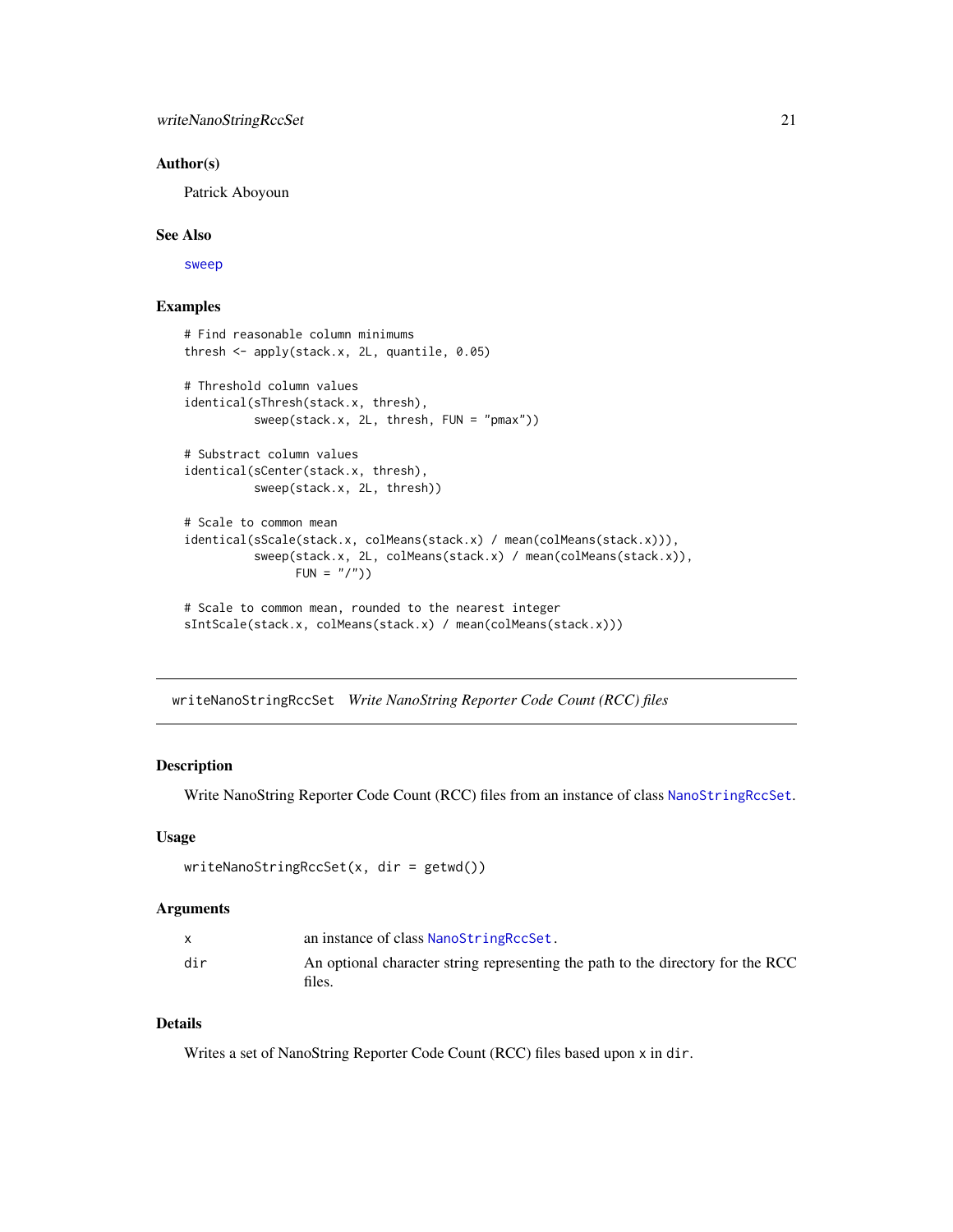## Author(s)

Patrick Aboyoun

## See Also

sweep

## Examples

```
# Find reasonable column minimums
thresh <- apply(stack.x, 2L, quantile, 0.05)

# Threshold column values
identical(sThresh(stack.x, thresh),
          sweep(stack.x, 2L, thresh, FUN = "pmax"))

# Substract column values
identical(sCenter(stack.x, thresh),
          sweep(stack.x, 2L, thresh))

# Scale to common mean
identical(sScale(stack.x, colMeans(stack.x) / mean(colMeans(stack.x))),
          sweep(stack.x, 2L, colMeans(stack.x) / mean(colMeans(stack.x)),
                FUN = "/"))

# Scale to common mean, rounded to the nearest integer
sIntScale(stack.x, colMeans(stack.x) / mean(colMeans(stack.x)))
```

---

# writeNanoStringRccSet    *Write NanoString Reporter Code Count (RCC) files*

---

## Description

Write NanoString Reporter Code Count (RCC) files from an instance of class NanoStringRccSet.

## Usage

```
writeNanoStringRccSet(x, dir = getwd())
```

## Arguments

| | |
|---|---|
| x | an instance of class NanoStringRccSet. |
| dir | An optional character string representing the path to the directory for the RCC files. |

## Details

Writes a set of NanoString Reporter Code Count (RCC) files based upon x in dir.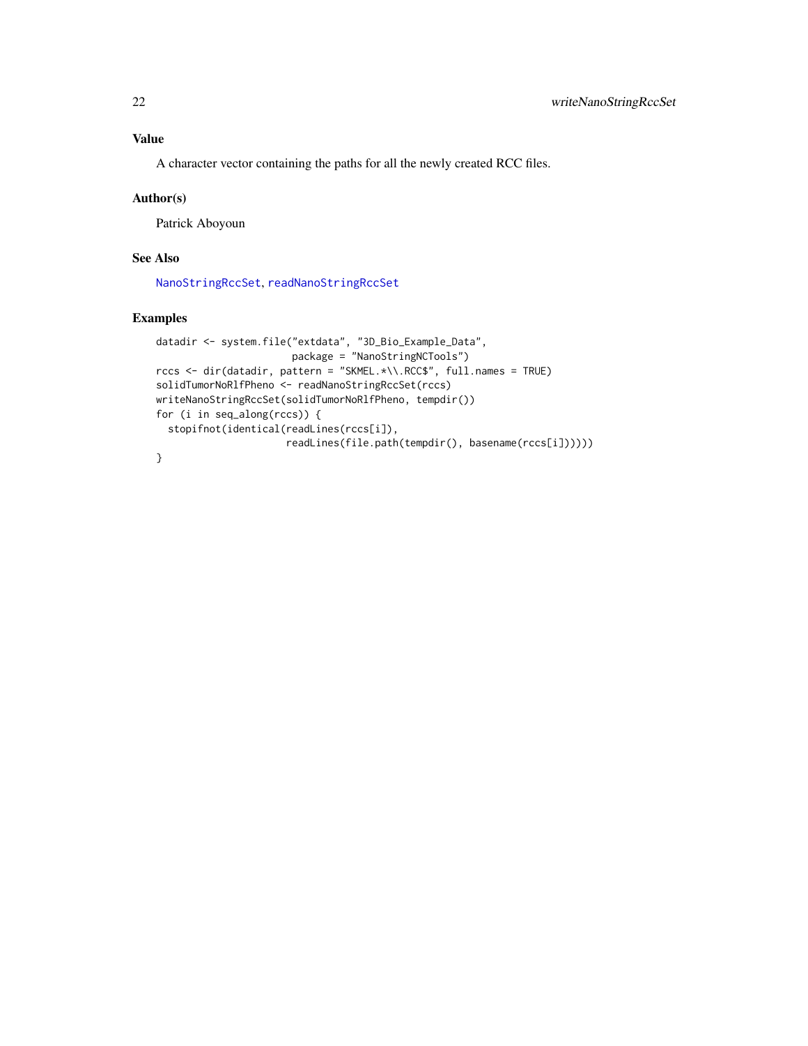## Value

A character vector containing the paths for all the newly created RCC files.

## Author(s)

Patrick Aboyoun

## See Also

NanoStringRccSet, readNanoStringRccSet

## Examples

```
datadir <- system.file("extdata", "3D_Bio_Example_Data",
                       package = "NanoStringNCTools")
rccs <- dir(datadir, pattern = "SKMEL.*\\.RCC$", full.names = TRUE)
solidTumorNoRlfPheno <- readNanoStringRccSet(rccs)
writeNanoStringRccSet(solidTumorNoRlfPheno, tempdir())
for (i in seq_along(rccs)) {
  stopifnot(identical(readLines(rccs[i]),
                      readLines(file.path(tempdir(), basename(rccs[i])))))
}
```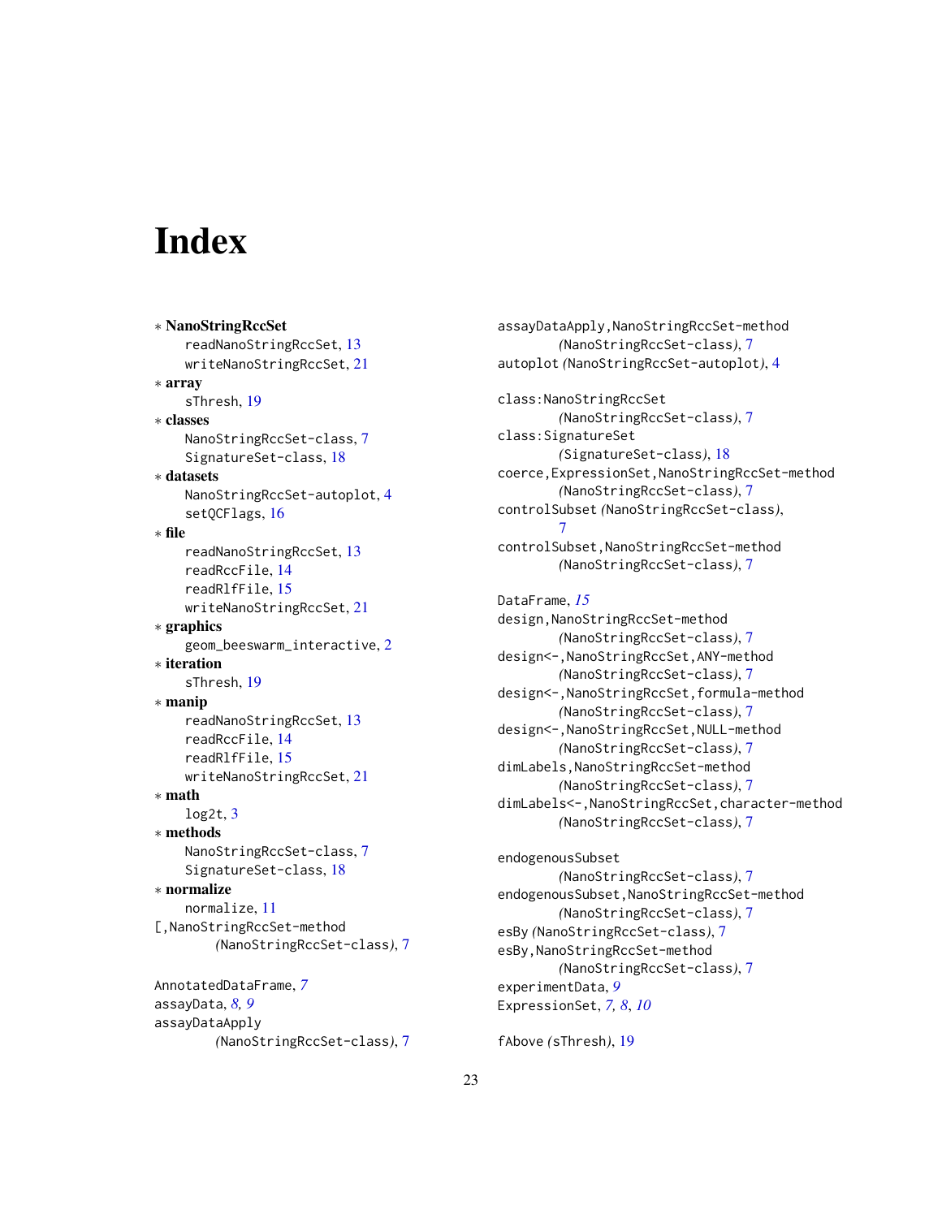# Index

* **NanoStringRccSet**
  readNanoStringRccSet, 13
  writeNanoStringRccSet, 21
* **array**
  sThresh, 19
* **classes**
  NanoStringRccSet-class, 7
  SignatureSet-class, 18
* **datasets**
  NanoStringRccSet-autoplot, 4
  setQCFlags, 16
* **file**
  readNanoStringRccSet, 13
  readRccFile, 14
  readRlfFile, 15
  writeNanoStringRccSet, 21
* **graphics**
  geom_beeswarm_interactive, 2
* **iteration**
  sThresh, 19
* **manip**
  readNanoStringRccSet, 13
  readRccFile, 14
  readRlfFile, 15
  writeNanoStringRccSet, 21
* **math**
  log2t, 3
* **methods**
  NanoStringRccSet-class, 7
  SignatureSet-class, 18
* **normalize**
  normalize, 11

[,NanoStringRccSet-method *(NanoStringRccSet-class)*, 7

AnnotatedDataFrame, *7*
assayData, *8, 9*
assayDataApply *(NanoStringRccSet-class)*, 7
assayDataApply,NanoStringRccSet-method *(NanoStringRccSet-class)*, 7
autoplot *(NanoStringRccSet-autoplot)*, 4

class:NanoStringRccSet *(NanoStringRccSet-class)*, 7
class:SignatureSet *(SignatureSet-class)*, 18
coerce,ExpressionSet,NanoStringRccSet-method *(NanoStringRccSet-class)*, 7
controlSubset *(NanoStringRccSet-class)*, 7
controlSubset,NanoStringRccSet-method *(NanoStringRccSet-class)*, 7

DataFrame, *15*
design,NanoStringRccSet-method *(NanoStringRccSet-class)*, 7
design<-,NanoStringRccSet,ANY-method *(NanoStringRccSet-class)*, 7
design<-,NanoStringRccSet,formula-method *(NanoStringRccSet-class)*, 7
design<-,NanoStringRccSet,NULL-method *(NanoStringRccSet-class)*, 7
dimLabels,NanoStringRccSet-method *(NanoStringRccSet-class)*, 7
dimLabels<-,NanoStringRccSet,character-method *(NanoStringRccSet-class)*, 7

endogenousSubset *(NanoStringRccSet-class)*, 7
endogenousSubset,NanoStringRccSet-method *(NanoStringRccSet-class)*, 7
esBy *(NanoStringRccSet-class)*, 7
esBy,NanoStringRccSet-method *(NanoStringRccSet-class)*, 7
experimentData, *9*
ExpressionSet, *7, 8*, *10*

fAbove *(sThresh)*, 19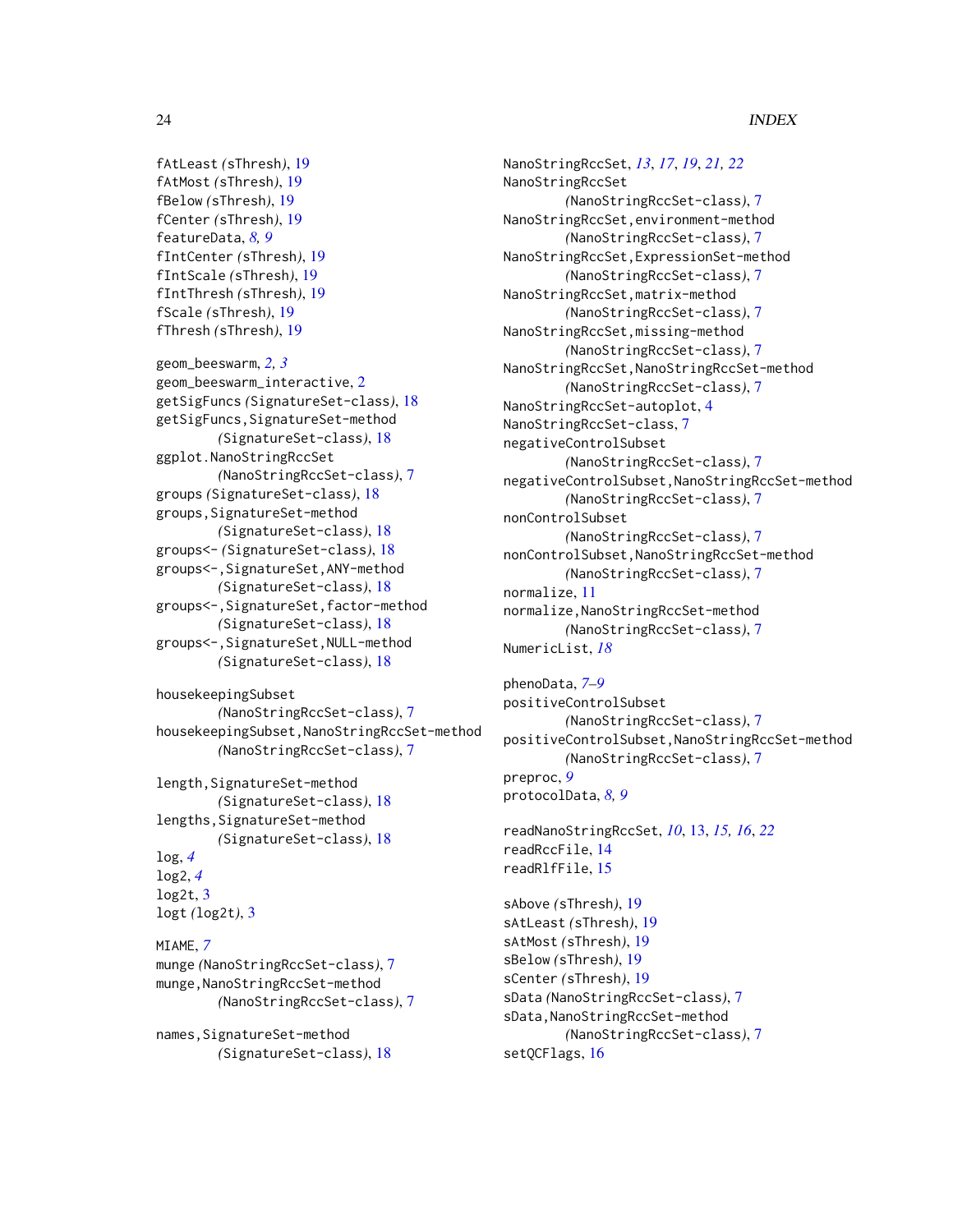fAtLeast *(*sThresh*)*, 19
fAtMost *(*sThresh*)*, 19
fBelow *(*sThresh*)*, 19
fCenter *(*sThresh*)*, 19
featureData, *8, 9*
fIntCenter *(*sThresh*)*, 19
fIntScale *(*sThresh*)*, 19
fIntThresh *(*sThresh*)*, 19
fScale *(*sThresh*)*, 19
fThresh *(*sThresh*)*, 19

geom_beeswarm, *2, 3*
geom_beeswarm_interactive, 2
getSigFuncs *(*SignatureSet-class*)*, 18
getSigFuncs,SignatureSet-method
        *(*SignatureSet-class*)*, 18
ggplot.NanoStringRccSet
        *(*NanoStringRccSet-class*)*, 7
groups *(*SignatureSet-class*)*, 18
groups,SignatureSet-method
        *(*SignatureSet-class*)*, 18
groups<- *(*SignatureSet-class*)*, 18
groups<-,SignatureSet,ANY-method
        *(*SignatureSet-class*)*, 18
groups<-,SignatureSet,factor-method
        *(*SignatureSet-class*)*, 18
groups<-,SignatureSet,NULL-method
        *(*SignatureSet-class*)*, 18

housekeepingSubset
        *(*NanoStringRccSet-class*)*, 7
housekeepingSubset,NanoStringRccSet-method
        *(*NanoStringRccSet-class*)*, 7

length,SignatureSet-method
        *(*SignatureSet-class*)*, 18
lengths,SignatureSet-method
        *(*SignatureSet-class*)*, 18
log, *4*
log2, *4*
log2t, 3
logt *(*log2t*)*, 3

MIAME, *7*
munge *(*NanoStringRccSet-class*)*, 7
munge,NanoStringRccSet-method
        *(*NanoStringRccSet-class*)*, 7

names,SignatureSet-method
        *(*SignatureSet-class*)*, 18

NanoStringRccSet, *13*, *17*, *19*, *21, 22*
NanoStringRccSet
        *(*NanoStringRccSet-class*)*, 7
NanoStringRccSet,environment-method
        *(*NanoStringRccSet-class*)*, 7
NanoStringRccSet,ExpressionSet-method
        *(*NanoStringRccSet-class*)*, 7
NanoStringRccSet,matrix-method
        *(*NanoStringRccSet-class*)*, 7
NanoStringRccSet,missing-method
        *(*NanoStringRccSet-class*)*, 7
NanoStringRccSet,NanoStringRccSet-method
        *(*NanoStringRccSet-class*)*, 7
NanoStringRccSet-autoplot, 4
NanoStringRccSet-class, 7
negativeControlSubset
        *(*NanoStringRccSet-class*)*, 7
negativeControlSubset,NanoStringRccSet-method
        *(*NanoStringRccSet-class*)*, 7
nonControlSubset
        *(*NanoStringRccSet-class*)*, 7
nonControlSubset,NanoStringRccSet-method
        *(*NanoStringRccSet-class*)*, 7
normalize, 11
normalize,NanoStringRccSet-method
        *(*NanoStringRccSet-class*)*, 7
NumericList, *18*

phenoData, *7–9*
positiveControlSubset
        *(*NanoStringRccSet-class*)*, 7
positiveControlSubset,NanoStringRccSet-method
        *(*NanoStringRccSet-class*)*, 7
preproc, *9*
protocolData, *8, 9*

readNanoStringRccSet, *10*, 13, *15, 16*, *22*
readRccFile, 14
readRlfFile, 15

sAbove *(*sThresh*)*, 19
sAtLeast *(*sThresh*)*, 19
sAtMost *(*sThresh*)*, 19
sBelow *(*sThresh*)*, 19
sCenter *(*sThresh*)*, 19
sData *(*NanoStringRccSet-class*)*, 7
sData,NanoStringRccSet-method
        *(*NanoStringRccSet-class*)*, 7
setQCFlags, 16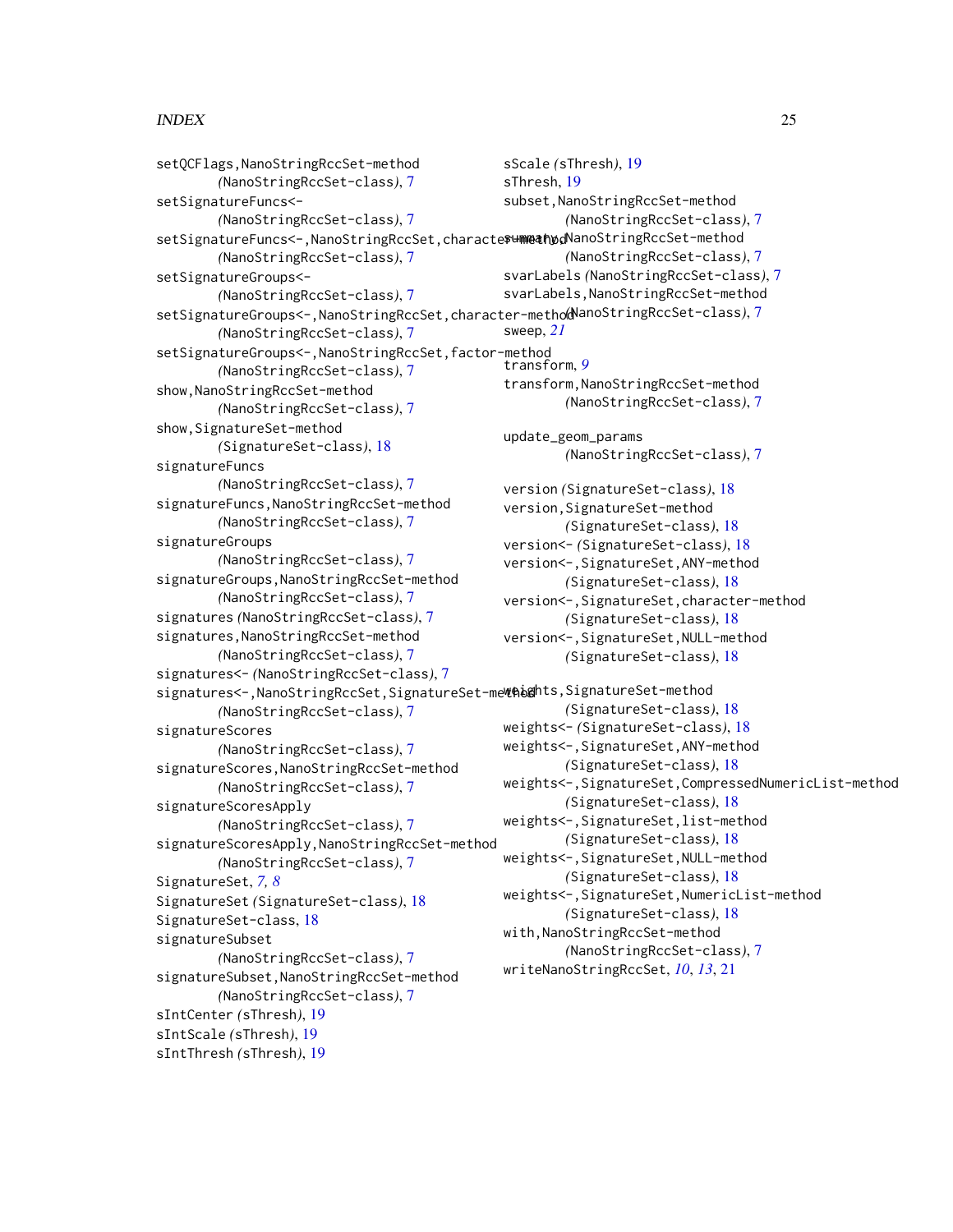setQCFlags,NanoStringRccSet-method
    *(NanoStringRccSet-class)*, 7
setSignatureFuncs<-
    *(NanoStringRccSet-class)*, 7
setSignatureFuncs<-,NanoStringRccSet,character-method
    *(NanoStringRccSet-class)*, 7
setSignatureGroups<-
    *(NanoStringRccSet-class)*, 7
setSignatureGroups<-,NanoStringRccSet,character-method
    *(NanoStringRccSet-class)*, 7
setSignatureGroups<-,NanoStringRccSet,factor-method
    *(NanoStringRccSet-class)*, 7
show,NanoStringRccSet-method
    *(NanoStringRccSet-class)*, 7
show,SignatureSet-method
    *(SignatureSet-class)*, 18
signatureFuncs
    *(NanoStringRccSet-class)*, 7
signatureFuncs,NanoStringRccSet-method
    *(NanoStringRccSet-class)*, 7
signatureGroups
    *(NanoStringRccSet-class)*, 7
signatureGroups,NanoStringRccSet-method
    *(NanoStringRccSet-class)*, 7
signatures *(NanoStringRccSet-class)*, 7
signatures,NanoStringRccSet-method
    *(NanoStringRccSet-class)*, 7
signatures<- *(NanoStringRccSet-class)*, 7
signatures<-,NanoStringRccSet,SignatureSet-method
    *(NanoStringRccSet-class)*, 7
signatureScores
    *(NanoStringRccSet-class)*, 7
signatureScores,NanoStringRccSet-method
    *(NanoStringRccSet-class)*, 7
signatureScoresApply
    *(NanoStringRccSet-class)*, 7
signatureScoresApply,NanoStringRccSet-method
    *(NanoStringRccSet-class)*, 7
SignatureSet, *7, 8*
SignatureSet *(SignatureSet-class)*, 18
SignatureSet-class, 18
signatureSubset
    *(NanoStringRccSet-class)*, 7
signatureSubset,NanoStringRccSet-method
    *(NanoStringRccSet-class)*, 7
sIntCenter *(sThresh)*, 19
sIntScale *(sThresh)*, 19
sIntThresh *(sThresh)*, 19
sScale *(sThresh)*, 19
sThresh, 19
subset,NanoStringRccSet-method
    *(NanoStringRccSet-class)*, 7
summary,NanoStringRccSet-method
    *(NanoStringRccSet-class)*, 7
svarLabels *(NanoStringRccSet-class)*, 7
svarLabels,NanoStringRccSet-method
    *(NanoStringRccSet-class)*, 7
sweep, *21*
transform, *9*
transform,NanoStringRccSet-method
    *(NanoStringRccSet-class)*, 7

update_geom_params
    *(NanoStringRccSet-class)*, 7

version *(SignatureSet-class)*, 18
version,SignatureSet-method
    *(SignatureSet-class)*, 18
version<- *(SignatureSet-class)*, 18
version<-,SignatureSet,ANY-method
    *(SignatureSet-class)*, 18
version<-,SignatureSet,character-method
    *(SignatureSet-class)*, 18
version<-,SignatureSet,NULL-method
    *(SignatureSet-class)*, 18

weights,SignatureSet-method
    *(SignatureSet-class)*, 18
weights<- *(SignatureSet-class)*, 18
weights<-,SignatureSet,ANY-method
    *(SignatureSet-class)*, 18
weights<-,SignatureSet,CompressedNumericList-method
    *(SignatureSet-class)*, 18
weights<-,SignatureSet,list-method
    *(SignatureSet-class)*, 18
weights<-,SignatureSet,NULL-method
    *(SignatureSet-class)*, 18
weights<-,SignatureSet,NumericList-method
    *(SignatureSet-class)*, 18
with,NanoStringRccSet-method
    *(NanoStringRccSet-class)*, 7
writeNanoStringRccSet, *10*, *13*, 21